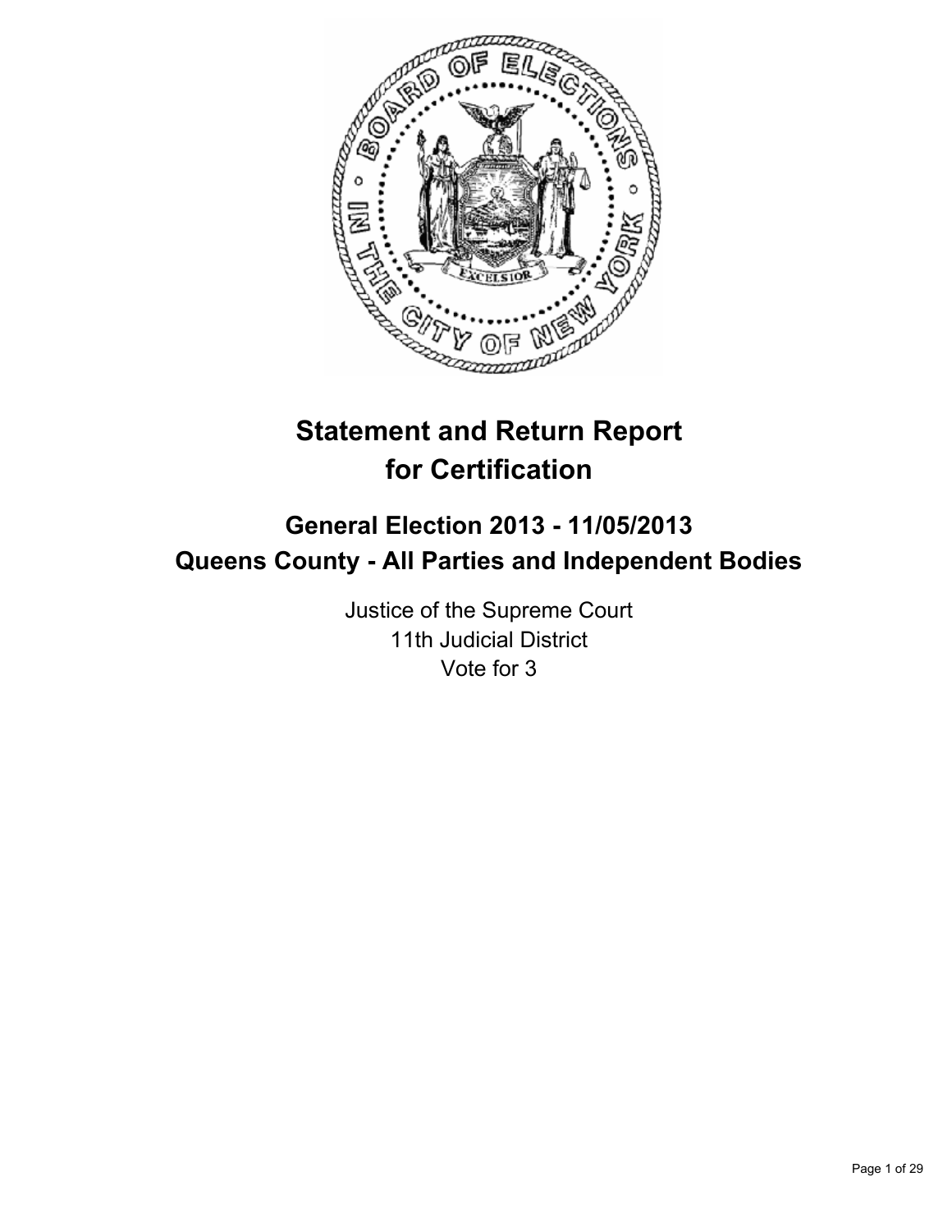# Statement and Return Report for Certification

## General Election 2013 - 11/05/2013
## Queens County - All Parties and Independent Bodies

Justice of the Supreme Court
11th Judicial District
Vote for 3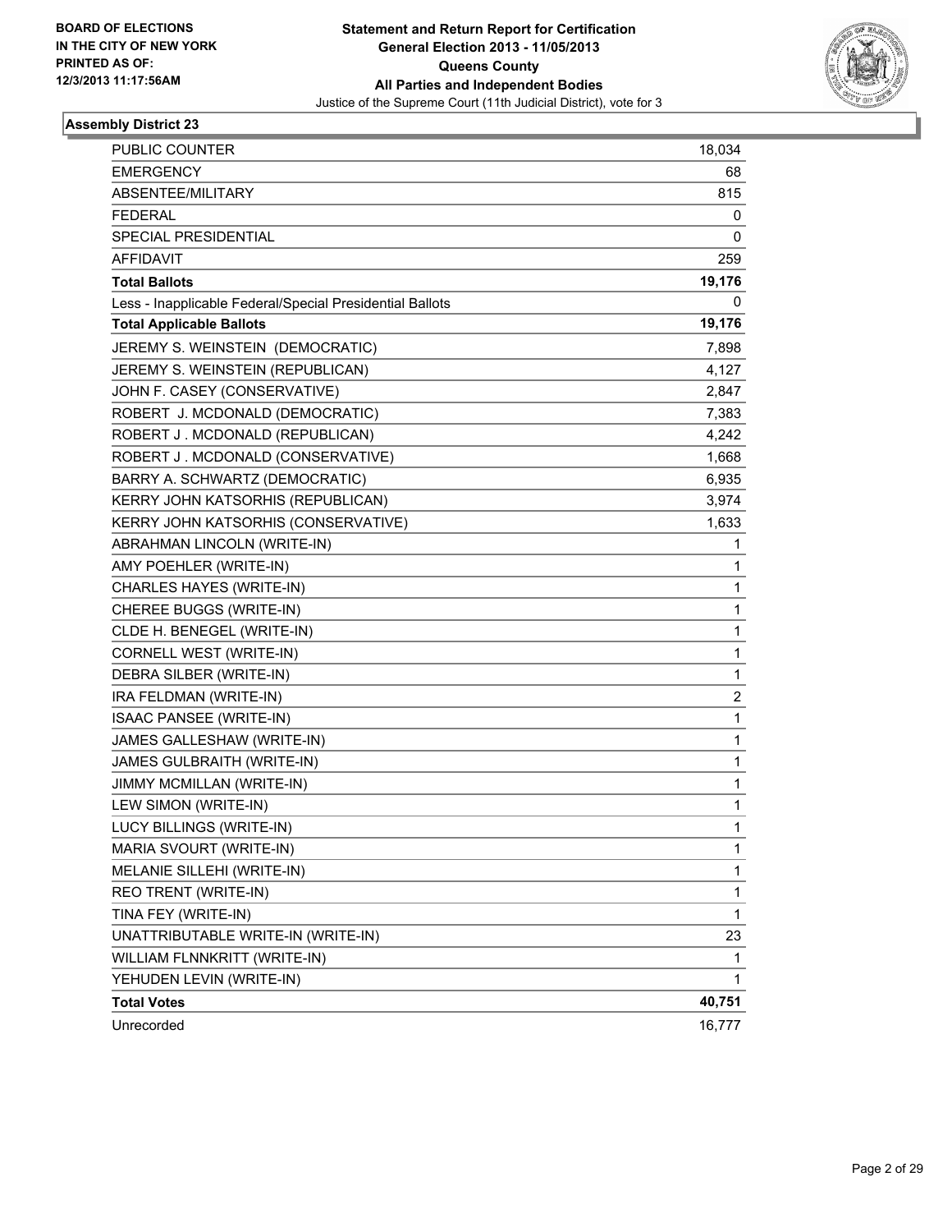BOARD OF ELECTIONS
IN THE CITY OF NEW YORK
PRINTED AS OF:
12/3/2013 11:17:56AM

**Statement and Return Report for Certification**
**General Election 2013 - 11/05/2013**
**Queens County**
**All Parties and Independent Bodies**
Justice of the Supreme Court (11th Judicial District), vote for 3

### Assembly District 23

| | |
|---|---|
| PUBLIC COUNTER | 18,034 |
| EMERGENCY | 68 |
| ABSENTEE/MILITARY | 815 |
| FEDERAL | 0 |
| SPECIAL PRESIDENTIAL | 0 |
| AFFIDAVIT | 259 |
| **Total Ballots** | **19,176** |
| Less - Inapplicable Federal/Special Presidential Ballots | 0 |
| **Total Applicable Ballots** | **19,176** |
| JEREMY S. WEINSTEIN (DEMOCRATIC) | 7,898 |
| JEREMY S. WEINSTEIN (REPUBLICAN) | 4,127 |
| JOHN F. CASEY (CONSERVATIVE) | 2,847 |
| ROBERT J. MCDONALD (DEMOCRATIC) | 7,383 |
| ROBERT J . MCDONALD (REPUBLICAN) | 4,242 |
| ROBERT J . MCDONALD (CONSERVATIVE) | 1,668 |
| BARRY A. SCHWARTZ (DEMOCRATIC) | 6,935 |
| KERRY JOHN KATSORHIS (REPUBLICAN) | 3,974 |
| KERRY JOHN KATSORHIS (CONSERVATIVE) | 1,633 |
| ABRAHMAN LINCOLN (WRITE-IN) | 1 |
| AMY POEHLER (WRITE-IN) | 1 |
| CHARLES HAYES (WRITE-IN) | 1 |
| CHEREE BUGGS (WRITE-IN) | 1 |
| CLDE H. BENEGEL (WRITE-IN) | 1 |
| CORNELL WEST (WRITE-IN) | 1 |
| DEBRA SILBER (WRITE-IN) | 1 |
| IRA FELDMAN (WRITE-IN) | 2 |
| ISAAC PANSEE (WRITE-IN) | 1 |
| JAMES GALLESHAW (WRITE-IN) | 1 |
| JAMES GULBRAITH (WRITE-IN) | 1 |
| JIMMY MCMILLAN (WRITE-IN) | 1 |
| LEW SIMON (WRITE-IN) | 1 |
| LUCY BILLINGS (WRITE-IN) | 1 |
| MARIA SVOURT (WRITE-IN) | 1 |
| MELANIE SILLEHI (WRITE-IN) | 1 |
| REO TRENT (WRITE-IN) | 1 |
| TINA FEY (WRITE-IN) | 1 |
| UNATTRIBUTABLE WRITE-IN (WRITE-IN) | 23 |
| WILLIAM FLNNKRITT (WRITE-IN) | 1 |
| YEHUDEN LEVIN (WRITE-IN) | 1 |
| **Total Votes** | **40,751** |
| Unrecorded | 16,777 |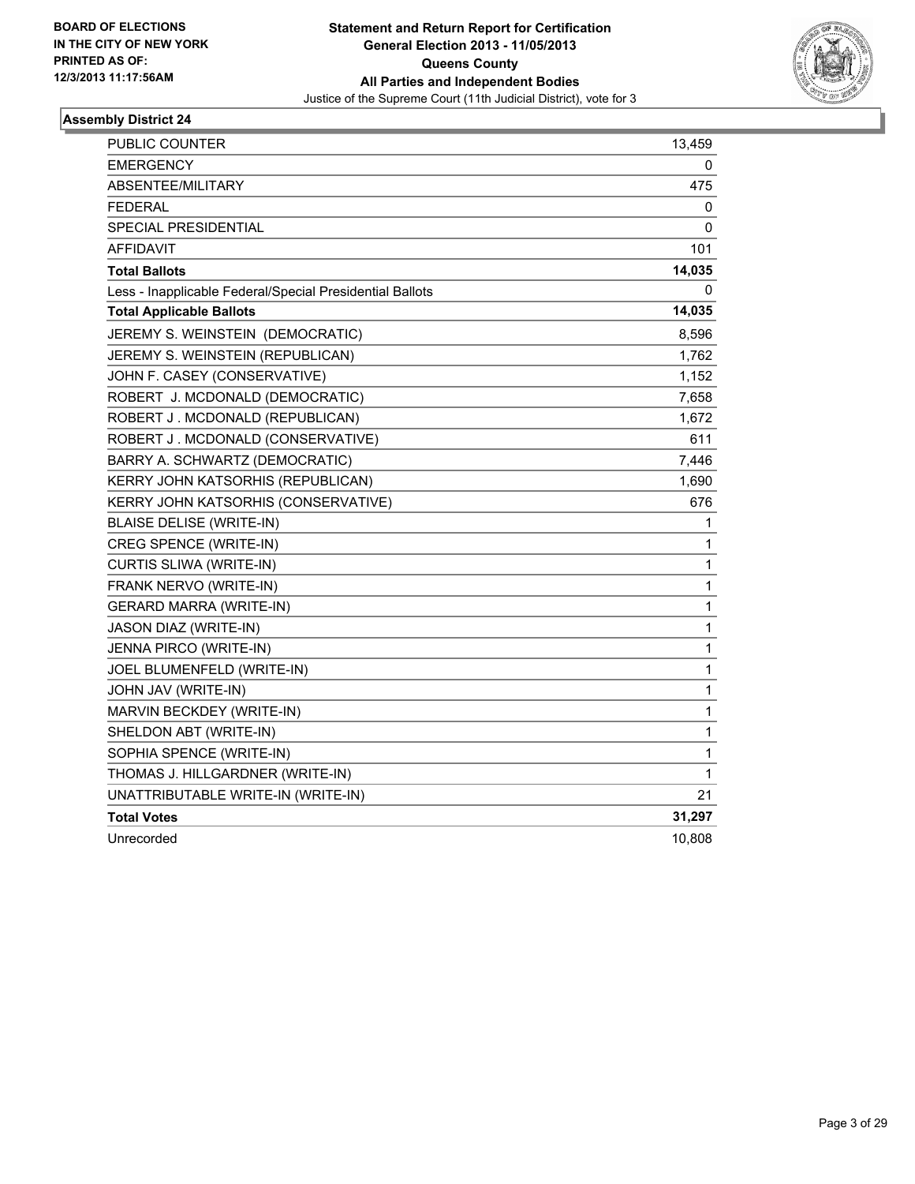**BOARD OF ELECTIONS IN THE CITY OF NEW YORK PRINTED AS OF: 12/3/2013 11:17:56AM**

**Statement and Return Report for Certification**
**General Election 2013 - 11/05/2013**
**Queens County**
**All Parties and Independent Bodies**
Justice of the Supreme Court (11th Judicial District), vote for 3

## Assembly District 24

| | |
|---|---|
| PUBLIC COUNTER | 13,459 |
| EMERGENCY | 0 |
| ABSENTEE/MILITARY | 475 |
| FEDERAL | 0 |
| SPECIAL PRESIDENTIAL | 0 |
| AFFIDAVIT | 101 |
| **Total Ballots** | **14,035** |
| Less - Inapplicable Federal/Special Presidential Ballots | 0 |
| **Total Applicable Ballots** | **14,035** |
| JEREMY S. WEINSTEIN (DEMOCRATIC) | 8,596 |
| JEREMY S. WEINSTEIN (REPUBLICAN) | 1,762 |
| JOHN F. CASEY (CONSERVATIVE) | 1,152 |
| ROBERT J. MCDONALD (DEMOCRATIC) | 7,658 |
| ROBERT J . MCDONALD (REPUBLICAN) | 1,672 |
| ROBERT J . MCDONALD (CONSERVATIVE) | 611 |
| BARRY A. SCHWARTZ (DEMOCRATIC) | 7,446 |
| KERRY JOHN KATSORHIS (REPUBLICAN) | 1,690 |
| KERRY JOHN KATSORHIS (CONSERVATIVE) | 676 |
| BLAISE DELISE (WRITE-IN) | 1 |
| CREG SPENCE (WRITE-IN) | 1 |
| CURTIS SLIWA (WRITE-IN) | 1 |
| FRANK NERVO (WRITE-IN) | 1 |
| GERARD MARRA (WRITE-IN) | 1 |
| JASON DIAZ (WRITE-IN) | 1 |
| JENNA PIRCO (WRITE-IN) | 1 |
| JOEL BLUMENFELD (WRITE-IN) | 1 |
| JOHN JAV (WRITE-IN) | 1 |
| MARVIN BECKDEY (WRITE-IN) | 1 |
| SHELDON ABT (WRITE-IN) | 1 |
| SOPHIA SPENCE (WRITE-IN) | 1 |
| THOMAS J. HILLGARDNER (WRITE-IN) | 1 |
| UNATTRIBUTABLE WRITE-IN (WRITE-IN) | 21 |
| **Total Votes** | **31,297** |
| Unrecorded | 10,808 |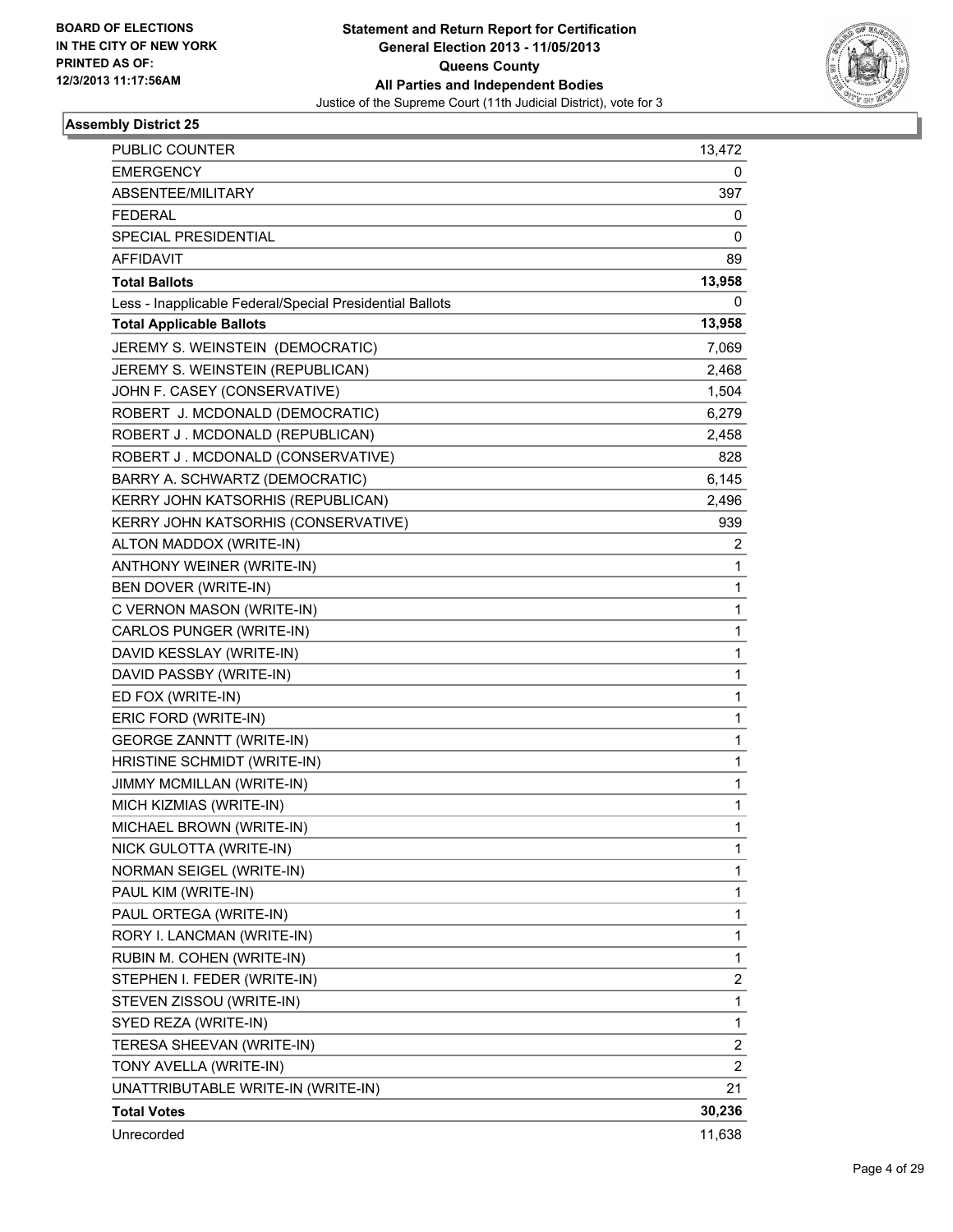**BOARD OF ELECTIONS IN THE CITY OF NEW YORK PRINTED AS OF: 12/3/2013 11:17:56AM**

# Statement and Return Report for Certification
## General Election 2013 - 11/05/2013
## Queens County
## All Parties and Independent Bodies
Justice of the Supreme Court (11th Judicial District), vote for 3

### Assembly District 25

| | |
|---|---|
| PUBLIC COUNTER | 13,472 |
| EMERGENCY | 0 |
| ABSENTEE/MILITARY | 397 |
| FEDERAL | 0 |
| SPECIAL PRESIDENTIAL | 0 |
| AFFIDAVIT | 89 |
| **Total Ballots** | **13,958** |
| Less - Inapplicable Federal/Special Presidential Ballots | 0 |
| **Total Applicable Ballots** | **13,958** |
| JEREMY S. WEINSTEIN (DEMOCRATIC) | 7,069 |
| JEREMY S. WEINSTEIN (REPUBLICAN) | 2,468 |
| JOHN F. CASEY (CONSERVATIVE) | 1,504 |
| ROBERT J. MCDONALD (DEMOCRATIC) | 6,279 |
| ROBERT J . MCDONALD (REPUBLICAN) | 2,458 |
| ROBERT J . MCDONALD (CONSERVATIVE) | 828 |
| BARRY A. SCHWARTZ (DEMOCRATIC) | 6,145 |
| KERRY JOHN KATSORHIS (REPUBLICAN) | 2,496 |
| KERRY JOHN KATSORHIS (CONSERVATIVE) | 939 |
| ALTON MADDOX (WRITE-IN) | 2 |
| ANTHONY WEINER (WRITE-IN) | 1 |
| BEN DOVER (WRITE-IN) | 1 |
| C VERNON MASON (WRITE-IN) | 1 |
| CARLOS PUNGER (WRITE-IN) | 1 |
| DAVID KESSLAY (WRITE-IN) | 1 |
| DAVID PASSBY (WRITE-IN) | 1 |
| ED FOX (WRITE-IN) | 1 |
| ERIC FORD (WRITE-IN) | 1 |
| GEORGE ZANNTT (WRITE-IN) | 1 |
| HRISTINE SCHMIDT (WRITE-IN) | 1 |
| JIMMY MCMILLAN (WRITE-IN) | 1 |
| MICH KIZMIAS (WRITE-IN) | 1 |
| MICHAEL BROWN (WRITE-IN) | 1 |
| NICK GULOTTA (WRITE-IN) | 1 |
| NORMAN SEIGEL (WRITE-IN) | 1 |
| PAUL KIM (WRITE-IN) | 1 |
| PAUL ORTEGA (WRITE-IN) | 1 |
| RORY I. LANCMAN (WRITE-IN) | 1 |
| RUBIN M. COHEN (WRITE-IN) | 1 |
| STEPHEN I. FEDER (WRITE-IN) | 2 |
| STEVEN ZISSOU (WRITE-IN) | 1 |
| SYED REZA (WRITE-IN) | 1 |
| TERESA SHEEVAN (WRITE-IN) | 2 |
| TONY AVELLA (WRITE-IN) | 2 |
| UNATTRIBUTABLE WRITE-IN (WRITE-IN) | 21 |
| **Total Votes** | **30,236** |
| Unrecorded | 11,638 |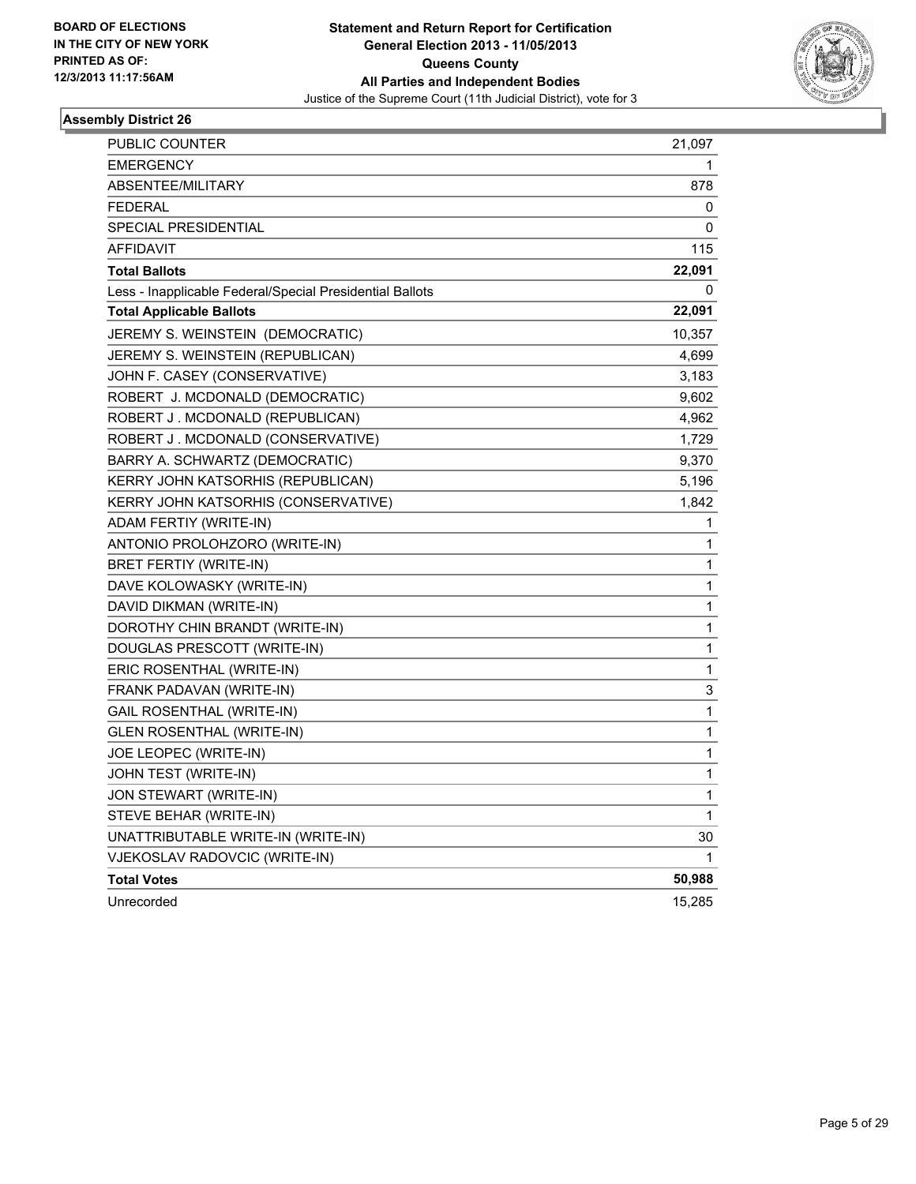BOARD OF ELECTIONS
IN THE CITY OF NEW YORK
PRINTED AS OF:
12/3/2013 11:17:56AM

**Statement and Return Report for Certification**
**General Election 2013 - 11/05/2013**
**Queens County**
**All Parties and Independent Bodies**
Justice of the Supreme Court (11th Judicial District), vote for 3

### Assembly District 26

| | |
|---|---|
| PUBLIC COUNTER | 21,097 |
| EMERGENCY | 1 |
| ABSENTEE/MILITARY | 878 |
| FEDERAL | 0 |
| SPECIAL PRESIDENTIAL | 0 |
| AFFIDAVIT | 115 |
| **Total Ballots** | **22,091** |
| Less - Inapplicable Federal/Special Presidential Ballots | 0 |
| **Total Applicable Ballots** | **22,091** |
| JEREMY S. WEINSTEIN (DEMOCRATIC) | 10,357 |
| JEREMY S. WEINSTEIN (REPUBLICAN) | 4,699 |
| JOHN F. CASEY (CONSERVATIVE) | 3,183 |
| ROBERT J. MCDONALD (DEMOCRATIC) | 9,602 |
| ROBERT J . MCDONALD (REPUBLICAN) | 4,962 |
| ROBERT J . MCDONALD (CONSERVATIVE) | 1,729 |
| BARRY A. SCHWARTZ (DEMOCRATIC) | 9,370 |
| KERRY JOHN KATSORHIS (REPUBLICAN) | 5,196 |
| KERRY JOHN KATSORHIS (CONSERVATIVE) | 1,842 |
| ADAM FERTIY (WRITE-IN) | 1 |
| ANTONIO PROLOHZORO (WRITE-IN) | 1 |
| BRET FERTIY (WRITE-IN) | 1 |
| DAVE KOLOWASKY (WRITE-IN) | 1 |
| DAVID DIKMAN (WRITE-IN) | 1 |
| DOROTHY CHIN BRANDT (WRITE-IN) | 1 |
| DOUGLAS PRESCOTT (WRITE-IN) | 1 |
| ERIC ROSENTHAL (WRITE-IN) | 1 |
| FRANK PADAVAN (WRITE-IN) | 3 |
| GAIL ROSENTHAL (WRITE-IN) | 1 |
| GLEN ROSENTHAL (WRITE-IN) | 1 |
| JOE LEOPEC (WRITE-IN) | 1 |
| JOHN TEST (WRITE-IN) | 1 |
| JON STEWART (WRITE-IN) | 1 |
| STEVE BEHAR (WRITE-IN) | 1 |
| UNATTRIBUTABLE WRITE-IN (WRITE-IN) | 30 |
| VJEKOSLAV RADOVCIC (WRITE-IN) | 1 |
| **Total Votes** | **50,988** |
| Unrecorded | 15,285 |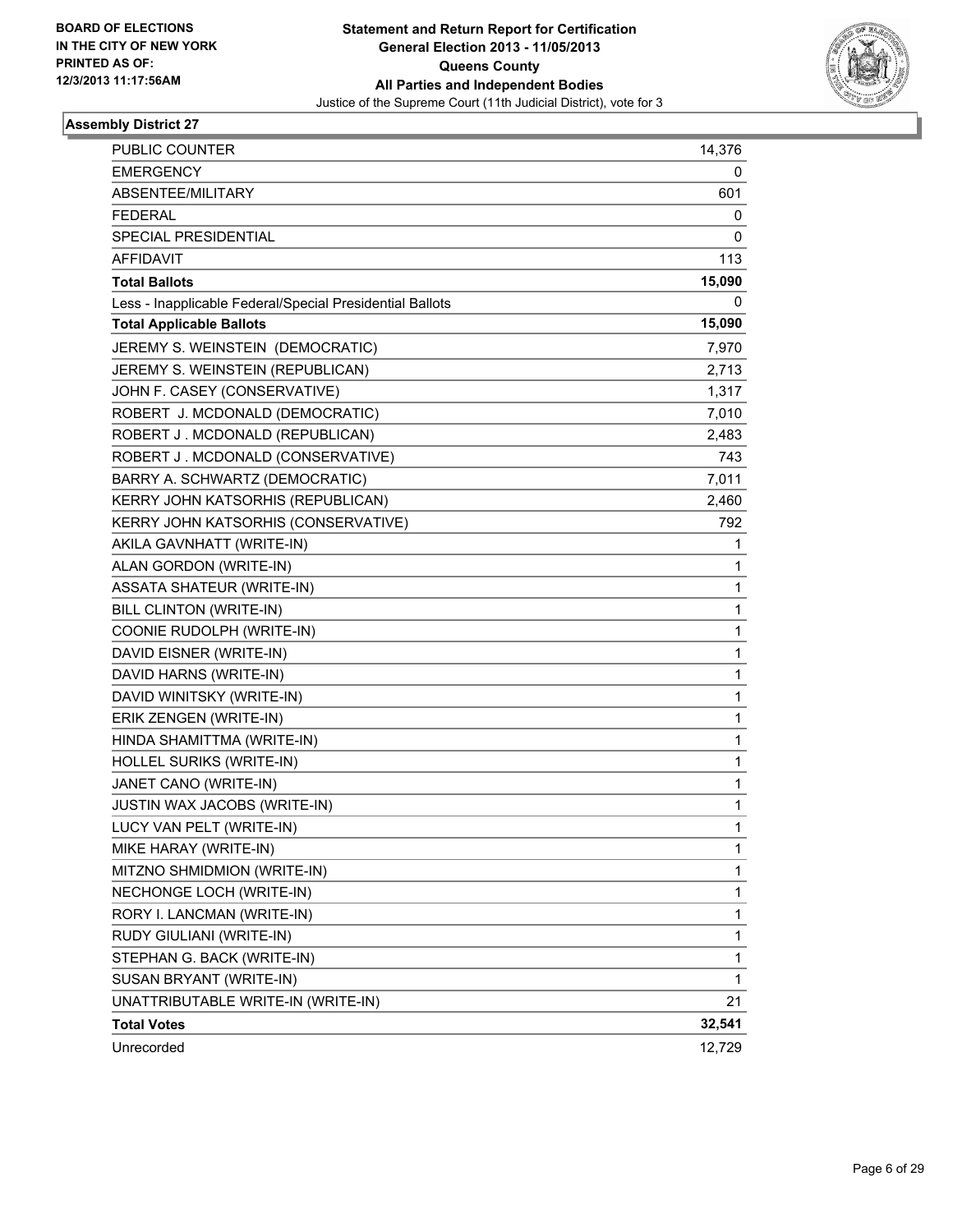**BOARD OF ELECTIONS IN THE CITY OF NEW YORK PRINTED AS OF: 12/3/2013 11:17:56AM**

**Statement and Return Report for Certification**
**General Election 2013 - 11/05/2013**
**Queens County**
**All Parties and Independent Bodies**
Justice of the Supreme Court (11th Judicial District), vote for 3

## Assembly District 27

| | |
|---|---|
| PUBLIC COUNTER | 14,376 |
| EMERGENCY | 0 |
| ABSENTEE/MILITARY | 601 |
| FEDERAL | 0 |
| SPECIAL PRESIDENTIAL | 0 |
| AFFIDAVIT | 113 |
| **Total Ballots** | **15,090** |
| Less - Inapplicable Federal/Special Presidential Ballots | 0 |
| **Total Applicable Ballots** | **15,090** |
| JEREMY S. WEINSTEIN (DEMOCRATIC) | 7,970 |
| JEREMY S. WEINSTEIN (REPUBLICAN) | 2,713 |
| JOHN F. CASEY (CONSERVATIVE) | 1,317 |
| ROBERT J. MCDONALD (DEMOCRATIC) | 7,010 |
| ROBERT J . MCDONALD (REPUBLICAN) | 2,483 |
| ROBERT J . MCDONALD (CONSERVATIVE) | 743 |
| BARRY A. SCHWARTZ (DEMOCRATIC) | 7,011 |
| KERRY JOHN KATSORHIS (REPUBLICAN) | 2,460 |
| KERRY JOHN KATSORHIS (CONSERVATIVE) | 792 |
| AKILA GAVNHATT (WRITE-IN) | 1 |
| ALAN GORDON (WRITE-IN) | 1 |
| ASSATA SHATEUR (WRITE-IN) | 1 |
| BILL CLINTON (WRITE-IN) | 1 |
| COONIE RUDOLPH (WRITE-IN) | 1 |
| DAVID EISNER (WRITE-IN) | 1 |
| DAVID HARNS (WRITE-IN) | 1 |
| DAVID WINITSKY (WRITE-IN) | 1 |
| ERIK ZENGEN (WRITE-IN) | 1 |
| HINDA SHAMITTMA (WRITE-IN) | 1 |
| HOLLEL SURIKS (WRITE-IN) | 1 |
| JANET CANO (WRITE-IN) | 1 |
| JUSTIN WAX JACOBS (WRITE-IN) | 1 |
| LUCY VAN PELT (WRITE-IN) | 1 |
| MIKE HARAY (WRITE-IN) | 1 |
| MITZNO SHMIDMION (WRITE-IN) | 1 |
| NECHONGE LOCH (WRITE-IN) | 1 |
| RORY I. LANCMAN (WRITE-IN) | 1 |
| RUDY GIULIANI (WRITE-IN) | 1 |
| STEPHAN G. BACK (WRITE-IN) | 1 |
| SUSAN BRYANT (WRITE-IN) | 1 |
| UNATTRIBUTABLE WRITE-IN (WRITE-IN) | 21 |
| **Total Votes** | **32,541** |
| Unrecorded | 12,729 |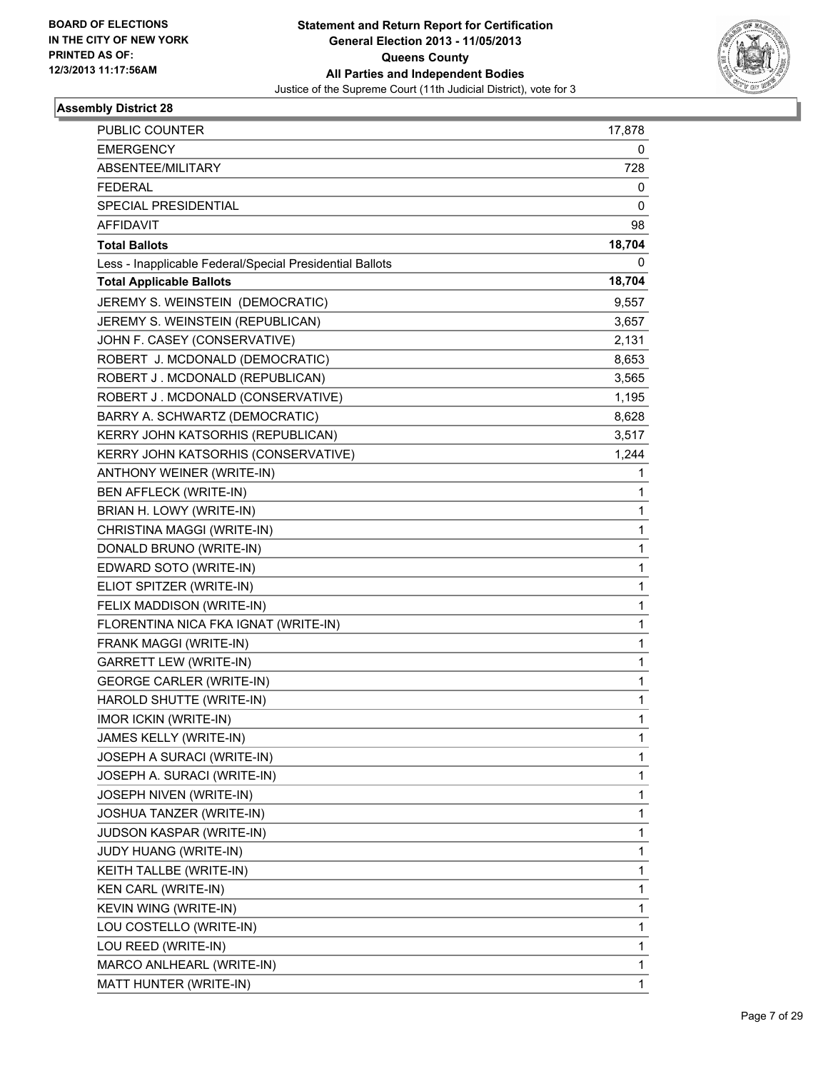BOARD OF ELECTIONS
IN THE CITY OF NEW YORK
PRINTED AS OF:
12/3/2013 11:17:56AM

**Statement and Return Report for Certification**
**General Election 2013 - 11/05/2013**
**Queens County**
**All Parties and Independent Bodies**
Justice of the Supreme Court (11th Judicial District), vote for 3

### Assembly District 28

| | |
|---|---|
| PUBLIC COUNTER | 17,878 |
| EMERGENCY | 0 |
| ABSENTEE/MILITARY | 728 |
| FEDERAL | 0 |
| SPECIAL PRESIDENTIAL | 0 |
| AFFIDAVIT | 98 |
| **Total Ballots** | **18,704** |
| Less - Inapplicable Federal/Special Presidential Ballots | 0 |
| **Total Applicable Ballots** | **18,704** |
| JEREMY S. WEINSTEIN (DEMOCRATIC) | 9,557 |
| JEREMY S. WEINSTEIN (REPUBLICAN) | 3,657 |
| JOHN F. CASEY (CONSERVATIVE) | 2,131 |
| ROBERT J. MCDONALD (DEMOCRATIC) | 8,653 |
| ROBERT J . MCDONALD (REPUBLICAN) | 3,565 |
| ROBERT J . MCDONALD (CONSERVATIVE) | 1,195 |
| BARRY A. SCHWARTZ (DEMOCRATIC) | 8,628 |
| KERRY JOHN KATSORHIS (REPUBLICAN) | 3,517 |
| KERRY JOHN KATSORHIS (CONSERVATIVE) | 1,244 |
| ANTHONY WEINER (WRITE-IN) | 1 |
| BEN AFFLECK (WRITE-IN) | 1 |
| BRIAN H. LOWY (WRITE-IN) | 1 |
| CHRISTINA MAGGI (WRITE-IN) | 1 |
| DONALD BRUNO (WRITE-IN) | 1 |
| EDWARD SOTO (WRITE-IN) | 1 |
| ELIOT SPITZER (WRITE-IN) | 1 |
| FELIX MADDISON (WRITE-IN) | 1 |
| FLORENTINA NICA FKA IGNAT (WRITE-IN) | 1 |
| FRANK MAGGI (WRITE-IN) | 1 |
| GARRETT LEW (WRITE-IN) | 1 |
| GEORGE CARLER (WRITE-IN) | 1 |
| HAROLD SHUTTE (WRITE-IN) | 1 |
| IMOR ICKIN (WRITE-IN) | 1 |
| JAMES KELLY (WRITE-IN) | 1 |
| JOSEPH A SURACI (WRITE-IN) | 1 |
| JOSEPH A. SURACI (WRITE-IN) | 1 |
| JOSEPH NIVEN (WRITE-IN) | 1 |
| JOSHUA TANZER (WRITE-IN) | 1 |
| JUDSON KASPAR (WRITE-IN) | 1 |
| JUDY HUANG (WRITE-IN) | 1 |
| KEITH TALLBE (WRITE-IN) | 1 |
| KEN CARL (WRITE-IN) | 1 |
| KEVIN WING (WRITE-IN) | 1 |
| LOU COSTELLO (WRITE-IN) | 1 |
| LOU REED (WRITE-IN) | 1 |
| MARCO ANLHEARL (WRITE-IN) | 1 |
| MATT HUNTER (WRITE-IN) | 1 |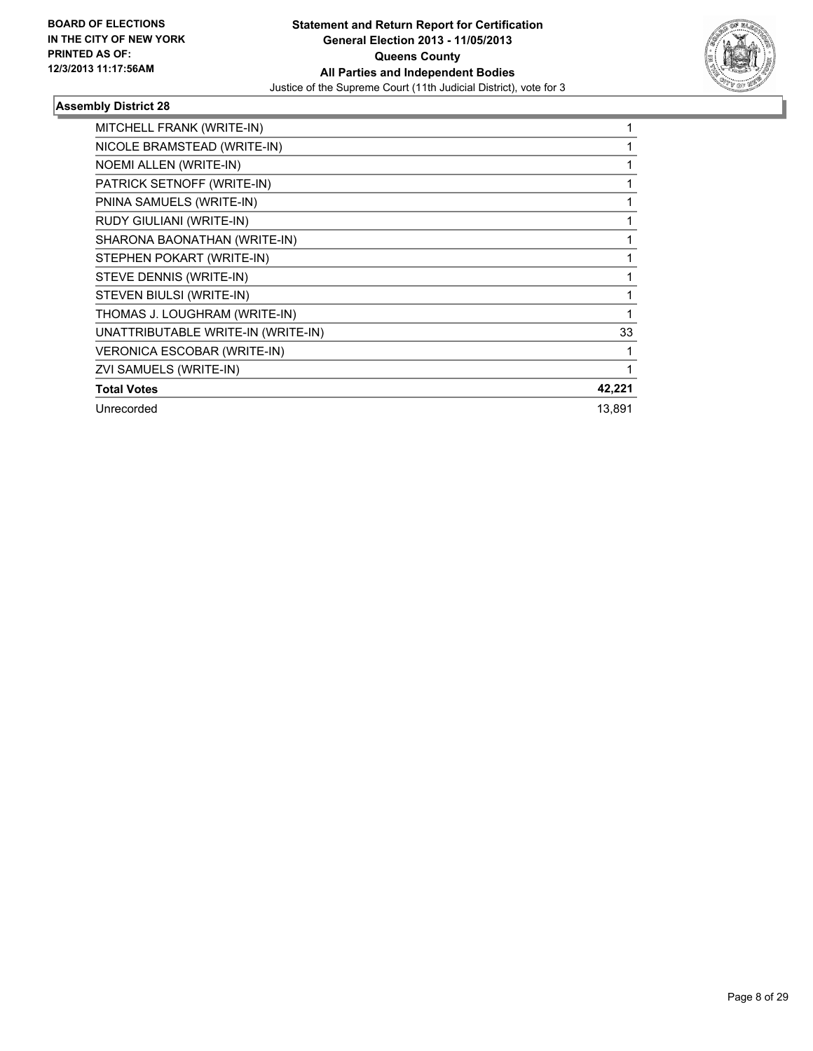**BOARD OF ELECTIONS IN THE CITY OF NEW YORK PRINTED AS OF: 12/3/2013 11:17:56AM**

**Statement and Return Report for Certification General Election 2013 - 11/05/2013 Queens County All Parties and Independent Bodies**
Justice of the Supreme Court (11th Judicial District), vote for 3

**Assembly District 28**

| | |
|---|---|
| MITCHELL FRANK (WRITE-IN) | 1 |
| NICOLE BRAMSTEAD (WRITE-IN) | 1 |
| NOEMI ALLEN (WRITE-IN) | 1 |
| PATRICK SETNOFF (WRITE-IN) | 1 |
| PNINA SAMUELS (WRITE-IN) | 1 |
| RUDY GIULIANI (WRITE-IN) | 1 |
| SHARONA BAONATHAN (WRITE-IN) | 1 |
| STEPHEN POKART (WRITE-IN) | 1 |
| STEVE DENNIS (WRITE-IN) | 1 |
| STEVEN BIULSI (WRITE-IN) | 1 |
| THOMAS J. LOUGHRAM (WRITE-IN) | 1 |
| UNATTRIBUTABLE WRITE-IN (WRITE-IN) | 33 |
| VERONICA ESCOBAR (WRITE-IN) | 1 |
| ZVI SAMUELS (WRITE-IN) | 1 |
| **Total Votes** | **42,221** |
| Unrecorded | 13,891 |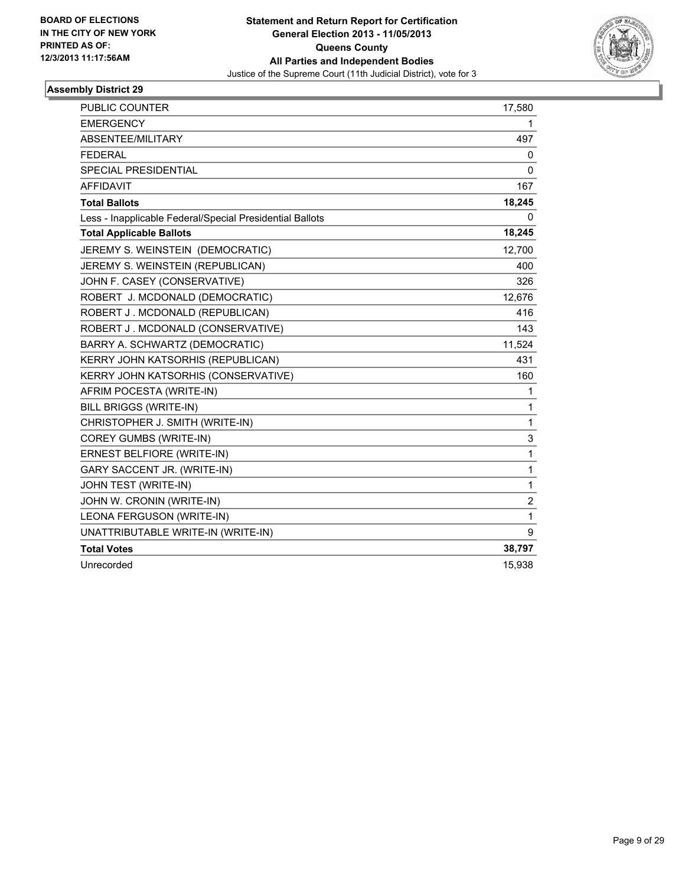BOARD OF ELECTIONS
IN THE CITY OF NEW YORK
PRINTED AS OF:
12/3/2013 11:17:56AM

**Statement and Return Report for Certification**
**General Election 2013 - 11/05/2013**
**Queens County**
**All Parties and Independent Bodies**
Justice of the Supreme Court (11th Judicial District), vote for 3

### Assembly District 29

| | |
|---|---|
| PUBLIC COUNTER | 17,580 |
| EMERGENCY | 1 |
| ABSENTEE/MILITARY | 497 |
| FEDERAL | 0 |
| SPECIAL PRESIDENTIAL | 0 |
| AFFIDAVIT | 167 |
| **Total Ballots** | **18,245** |
| Less - Inapplicable Federal/Special Presidential Ballots | 0 |
| **Total Applicable Ballots** | **18,245** |
| JEREMY S. WEINSTEIN (DEMOCRATIC) | 12,700 |
| JEREMY S. WEINSTEIN (REPUBLICAN) | 400 |
| JOHN F. CASEY (CONSERVATIVE) | 326 |
| ROBERT J. MCDONALD (DEMOCRATIC) | 12,676 |
| ROBERT J . MCDONALD (REPUBLICAN) | 416 |
| ROBERT J . MCDONALD (CONSERVATIVE) | 143 |
| BARRY A. SCHWARTZ (DEMOCRATIC) | 11,524 |
| KERRY JOHN KATSORHIS (REPUBLICAN) | 431 |
| KERRY JOHN KATSORHIS (CONSERVATIVE) | 160 |
| AFRIM POCESTA (WRITE-IN) | 1 |
| BILL BRIGGS (WRITE-IN) | 1 |
| CHRISTOPHER J. SMITH (WRITE-IN) | 1 |
| COREY GUMBS (WRITE-IN) | 3 |
| ERNEST BELFIORE (WRITE-IN) | 1 |
| GARY SACCENT JR. (WRITE-IN) | 1 |
| JOHN TEST (WRITE-IN) | 1 |
| JOHN W. CRONIN (WRITE-IN) | 2 |
| LEONA FERGUSON (WRITE-IN) | 1 |
| UNATTRIBUTABLE WRITE-IN (WRITE-IN) | 9 |
| **Total Votes** | **38,797** |
| Unrecorded | 15,938 |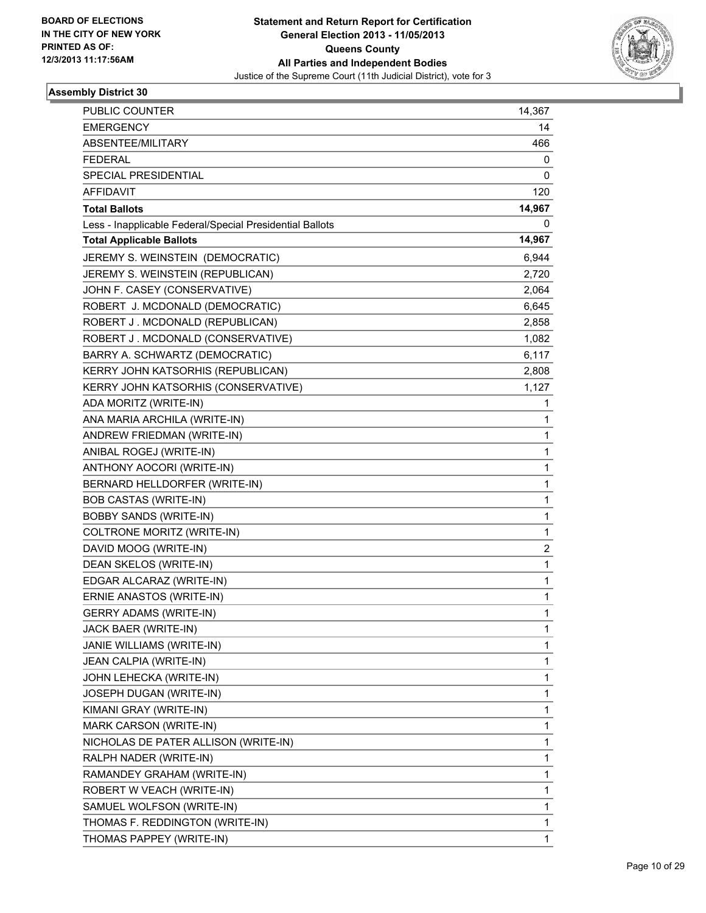**BOARD OF ELECTIONS IN THE CITY OF NEW YORK PRINTED AS OF: 12/3/2013 11:17:56AM**

**Statement and Return Report for Certification General Election 2013 - 11/05/2013 Queens County All Parties and Independent Bodies**
Justice of the Supreme Court (11th Judicial District), vote for 3

### Assembly District 30

| | |
|---|---|
| PUBLIC COUNTER | 14,367 |
| EMERGENCY | 14 |
| ABSENTEE/MILITARY | 466 |
| FEDERAL | 0 |
| SPECIAL PRESIDENTIAL | 0 |
| AFFIDAVIT | 120 |
| **Total Ballots** | **14,967** |
| Less - Inapplicable Federal/Special Presidential Ballots | 0 |
| **Total Applicable Ballots** | **14,967** |
| JEREMY S. WEINSTEIN (DEMOCRATIC) | 6,944 |
| JEREMY S. WEINSTEIN (REPUBLICAN) | 2,720 |
| JOHN F. CASEY (CONSERVATIVE) | 2,064 |
| ROBERT J. MCDONALD (DEMOCRATIC) | 6,645 |
| ROBERT J . MCDONALD (REPUBLICAN) | 2,858 |
| ROBERT J . MCDONALD (CONSERVATIVE) | 1,082 |
| BARRY A. SCHWARTZ (DEMOCRATIC) | 6,117 |
| KERRY JOHN KATSORHIS (REPUBLICAN) | 2,808 |
| KERRY JOHN KATSORHIS (CONSERVATIVE) | 1,127 |
| ADA MORITZ (WRITE-IN) | 1 |
| ANA MARIA ARCHILA (WRITE-IN) | 1 |
| ANDREW FRIEDMAN (WRITE-IN) | 1 |
| ANIBAL ROGEJ (WRITE-IN) | 1 |
| ANTHONY AOCORI (WRITE-IN) | 1 |
| BERNARD HELLDORFER (WRITE-IN) | 1 |
| BOB CASTAS (WRITE-IN) | 1 |
| BOBBY SANDS (WRITE-IN) | 1 |
| COLTRONE MORITZ (WRITE-IN) | 1 |
| DAVID MOOG (WRITE-IN) | 2 |
| DEAN SKELOS (WRITE-IN) | 1 |
| EDGAR ALCARAZ (WRITE-IN) | 1 |
| ERNIE ANASTOS (WRITE-IN) | 1 |
| GERRY ADAMS (WRITE-IN) | 1 |
| JACK BAER (WRITE-IN) | 1 |
| JANIE WILLIAMS (WRITE-IN) | 1 |
| JEAN CALPIA (WRITE-IN) | 1 |
| JOHN LEHECKA (WRITE-IN) | 1 |
| JOSEPH DUGAN (WRITE-IN) | 1 |
| KIMANI GRAY (WRITE-IN) | 1 |
| MARK CARSON (WRITE-IN) | 1 |
| NICHOLAS DE PATER ALLISON (WRITE-IN) | 1 |
| RALPH NADER (WRITE-IN) | 1 |
| RAMANDEY GRAHAM (WRITE-IN) | 1 |
| ROBERT W VEACH (WRITE-IN) | 1 |
| SAMUEL WOLFSON (WRITE-IN) | 1 |
| THOMAS F. REDDINGTON (WRITE-IN) | 1 |
| THOMAS PAPPEY (WRITE-IN) | 1 |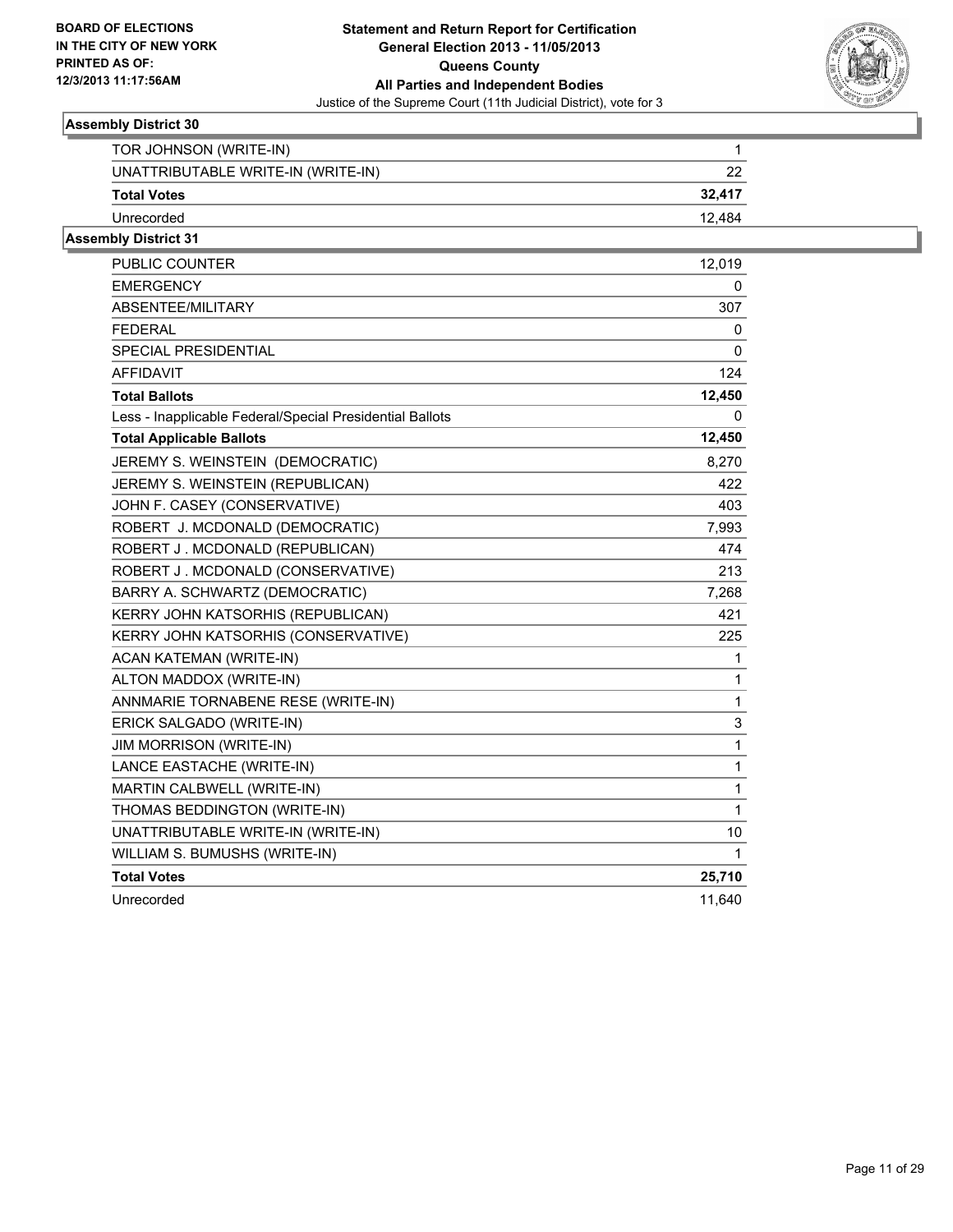**BOARD OF ELECTIONS IN THE CITY OF NEW YORK PRINTED AS OF: 12/3/2013 11:17:56AM**

**Statement and Return Report for Certification General Election 2013 - 11/05/2013 Queens County All Parties and Independent Bodies**

Justice of the Supreme Court (11th Judicial District), vote for 3

### Assembly District 30

| | |
|---|---|
| TOR JOHNSON (WRITE-IN) | 1 |
| UNATTRIBUTABLE WRITE-IN (WRITE-IN) | 22 |
| **Total Votes** | **32,417** |
| Unrecorded | 12,484 |

### Assembly District 31

| | |
|---|---|
| PUBLIC COUNTER | 12,019 |
| EMERGENCY | 0 |
| ABSENTEE/MILITARY | 307 |
| FEDERAL | 0 |
| SPECIAL PRESIDENTIAL | 0 |
| AFFIDAVIT | 124 |
| **Total Ballots** | **12,450** |
| Less - Inapplicable Federal/Special Presidential Ballots | 0 |
| **Total Applicable Ballots** | **12,450** |
| JEREMY S. WEINSTEIN (DEMOCRATIC) | 8,270 |
| JEREMY S. WEINSTEIN (REPUBLICAN) | 422 |
| JOHN F. CASEY (CONSERVATIVE) | 403 |
| ROBERT J. MCDONALD (DEMOCRATIC) | 7,993 |
| ROBERT J . MCDONALD (REPUBLICAN) | 474 |
| ROBERT J . MCDONALD (CONSERVATIVE) | 213 |
| BARRY A. SCHWARTZ (DEMOCRATIC) | 7,268 |
| KERRY JOHN KATSORHIS (REPUBLICAN) | 421 |
| KERRY JOHN KATSORHIS (CONSERVATIVE) | 225 |
| ACAN KATEMAN (WRITE-IN) | 1 |
| ALTON MADDOX (WRITE-IN) | 1 |
| ANNMARIE TORNABENE RESE (WRITE-IN) | 1 |
| ERICK SALGADO (WRITE-IN) | 3 |
| JIM MORRISON (WRITE-IN) | 1 |
| LANCE EASTACHE (WRITE-IN) | 1 |
| MARTIN CALBWELL (WRITE-IN) | 1 |
| THOMAS BEDDINGTON (WRITE-IN) | 1 |
| UNATTRIBUTABLE WRITE-IN (WRITE-IN) | 10 |
| WILLIAM S. BUMUSHS (WRITE-IN) | 1 |
| **Total Votes** | **25,710** |
| Unrecorded | 11,640 |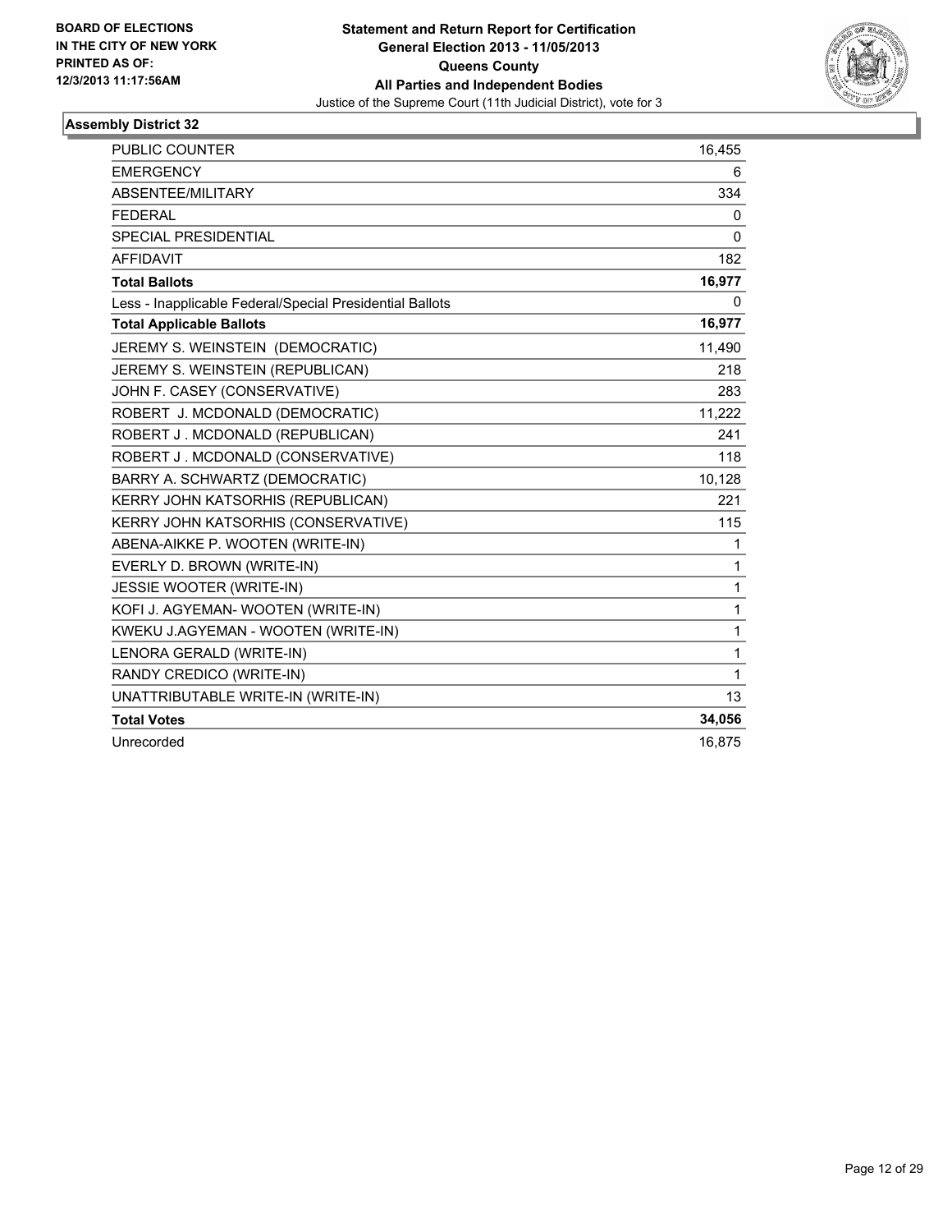**BOARD OF ELECTIONS IN THE CITY OF NEW YORK PRINTED AS OF: 12/3/2013 11:17:56AM**

**Statement and Return Report for Certification General Election 2013 - 11/05/2013 Queens County All Parties and Independent Bodies**

Justice of the Supreme Court (11th Judicial District), vote for 3

### Assembly District 32

| | |
|---|---|
| PUBLIC COUNTER | 16,455 |
| EMERGENCY | 6 |
| ABSENTEE/MILITARY | 334 |
| FEDERAL | 0 |
| SPECIAL PRESIDENTIAL | 0 |
| AFFIDAVIT | 182 |
| **Total Ballots** | **16,977** |
| Less - Inapplicable Federal/Special Presidential Ballots | 0 |
| **Total Applicable Ballots** | **16,977** |
| JEREMY S. WEINSTEIN (DEMOCRATIC) | 11,490 |
| JEREMY S. WEINSTEIN (REPUBLICAN) | 218 |
| JOHN F. CASEY (CONSERVATIVE) | 283 |
| ROBERT J. MCDONALD (DEMOCRATIC) | 11,222 |
| ROBERT J . MCDONALD (REPUBLICAN) | 241 |
| ROBERT J . MCDONALD (CONSERVATIVE) | 118 |
| BARRY A. SCHWARTZ (DEMOCRATIC) | 10,128 |
| KERRY JOHN KATSORHIS (REPUBLICAN) | 221 |
| KERRY JOHN KATSORHIS (CONSERVATIVE) | 115 |
| ABENA-AIKKE P. WOOTEN (WRITE-IN) | 1 |
| EVERLY D. BROWN (WRITE-IN) | 1 |
| JESSIE WOOTER (WRITE-IN) | 1 |
| KOFI J. AGYEMAN- WOOTEN (WRITE-IN) | 1 |
| KWEKU J.AGYEMAN - WOOTEN (WRITE-IN) | 1 |
| LENORA GERALD (WRITE-IN) | 1 |
| RANDY CREDICO (WRITE-IN) | 1 |
| UNATTRIBUTABLE WRITE-IN (WRITE-IN) | 13 |
| **Total Votes** | **34,056** |
| Unrecorded | 16,875 |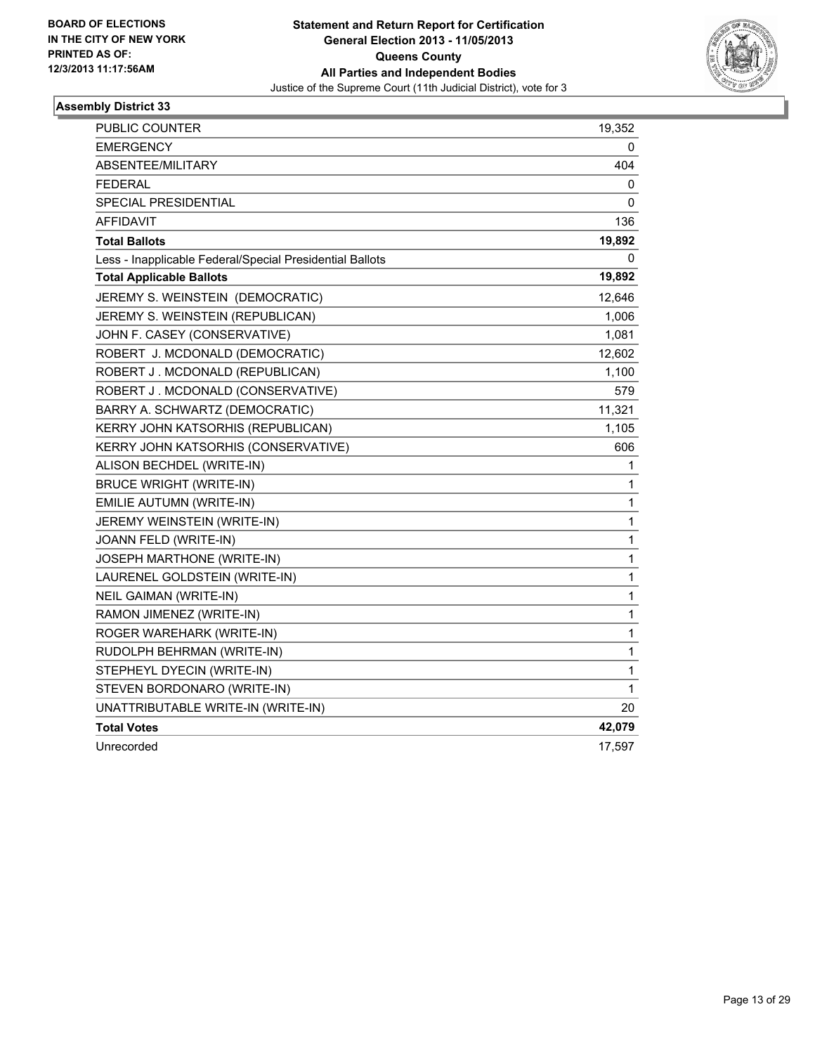**BOARD OF ELECTIONS IN THE CITY OF NEW YORK PRINTED AS OF: 12/3/2013 11:17:56AM**

**Statement and Return Report for Certification**
**General Election 2013 - 11/05/2013**
**Queens County**
**All Parties and Independent Bodies**
Justice of the Supreme Court (11th Judicial District), vote for 3

### Assembly District 33

| | |
|---|---|
| PUBLIC COUNTER | 19,352 |
| EMERGENCY | 0 |
| ABSENTEE/MILITARY | 404 |
| FEDERAL | 0 |
| SPECIAL PRESIDENTIAL | 0 |
| AFFIDAVIT | 136 |
| **Total Ballots** | **19,892** |
| Less - Inapplicable Federal/Special Presidential Ballots | 0 |
| **Total Applicable Ballots** | **19,892** |
| JEREMY S. WEINSTEIN (DEMOCRATIC) | 12,646 |
| JEREMY S. WEINSTEIN (REPUBLICAN) | 1,006 |
| JOHN F. CASEY (CONSERVATIVE) | 1,081 |
| ROBERT J. MCDONALD (DEMOCRATIC) | 12,602 |
| ROBERT J . MCDONALD (REPUBLICAN) | 1,100 |
| ROBERT J . MCDONALD (CONSERVATIVE) | 579 |
| BARRY A. SCHWARTZ (DEMOCRATIC) | 11,321 |
| KERRY JOHN KATSORHIS (REPUBLICAN) | 1,105 |
| KERRY JOHN KATSORHIS (CONSERVATIVE) | 606 |
| ALISON BECHDEL (WRITE-IN) | 1 |
| BRUCE WRIGHT (WRITE-IN) | 1 |
| EMILIE AUTUMN (WRITE-IN) | 1 |
| JEREMY WEINSTEIN (WRITE-IN) | 1 |
| JOANN FELD (WRITE-IN) | 1 |
| JOSEPH MARTHONE (WRITE-IN) | 1 |
| LAURENEL GOLDSTEIN (WRITE-IN) | 1 |
| NEIL GAIMAN (WRITE-IN) | 1 |
| RAMON JIMENEZ (WRITE-IN) | 1 |
| ROGER WAREHARK (WRITE-IN) | 1 |
| RUDOLPH BEHRMAN (WRITE-IN) | 1 |
| STEPHEYL DYECIN (WRITE-IN) | 1 |
| STEVEN BORDONARO (WRITE-IN) | 1 |
| UNATTRIBUTABLE WRITE-IN (WRITE-IN) | 20 |
| **Total Votes** | **42,079** |
| Unrecorded | 17,597 |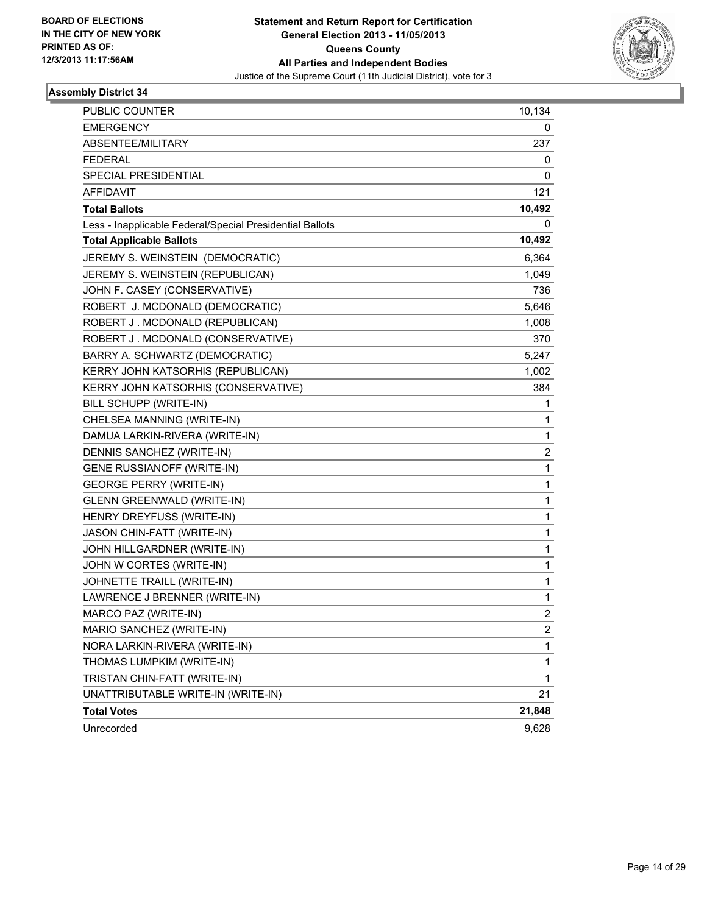BOARD OF ELECTIONS
IN THE CITY OF NEW YORK
PRINTED AS OF:
12/3/2013 11:17:56AM

**Statement and Return Report for Certification**
**General Election 2013 - 11/05/2013**
**Queens County**
**All Parties and Independent Bodies**
Justice of the Supreme Court (11th Judicial District), vote for 3

### Assembly District 34

| | |
|---|---|
| PUBLIC COUNTER | 10,134 |
| EMERGENCY | 0 |
| ABSENTEE/MILITARY | 237 |
| FEDERAL | 0 |
| SPECIAL PRESIDENTIAL | 0 |
| AFFIDAVIT | 121 |
| **Total Ballots** | **10,492** |
| Less - Inapplicable Federal/Special Presidential Ballots | 0 |
| **Total Applicable Ballots** | **10,492** |
| JEREMY S. WEINSTEIN (DEMOCRATIC) | 6,364 |
| JEREMY S. WEINSTEIN (REPUBLICAN) | 1,049 |
| JOHN F. CASEY (CONSERVATIVE) | 736 |
| ROBERT J. MCDONALD (DEMOCRATIC) | 5,646 |
| ROBERT J . MCDONALD (REPUBLICAN) | 1,008 |
| ROBERT J . MCDONALD (CONSERVATIVE) | 370 |
| BARRY A. SCHWARTZ (DEMOCRATIC) | 5,247 |
| KERRY JOHN KATSORHIS (REPUBLICAN) | 1,002 |
| KERRY JOHN KATSORHIS (CONSERVATIVE) | 384 |
| BILL SCHUPP (WRITE-IN) | 1 |
| CHELSEA MANNING (WRITE-IN) | 1 |
| DAMUA LARKIN-RIVERA (WRITE-IN) | 1 |
| DENNIS SANCHEZ (WRITE-IN) | 2 |
| GENE RUSSIANOFF (WRITE-IN) | 1 |
| GEORGE PERRY (WRITE-IN) | 1 |
| GLENN GREENWALD (WRITE-IN) | 1 |
| HENRY DREYFUSS (WRITE-IN) | 1 |
| JASON CHIN-FATT (WRITE-IN) | 1 |
| JOHN HILLGARDNER (WRITE-IN) | 1 |
| JOHN W CORTES (WRITE-IN) | 1 |
| JOHNETTE TRAILL (WRITE-IN) | 1 |
| LAWRENCE J BRENNER (WRITE-IN) | 1 |
| MARCO PAZ (WRITE-IN) | 2 |
| MARIO SANCHEZ (WRITE-IN) | 2 |
| NORA LARKIN-RIVERA (WRITE-IN) | 1 |
| THOMAS LUMPKIM (WRITE-IN) | 1 |
| TRISTAN CHIN-FATT (WRITE-IN) | 1 |
| UNATTRIBUTABLE WRITE-IN (WRITE-IN) | 21 |
| **Total Votes** | **21,848** |
| Unrecorded | 9,628 |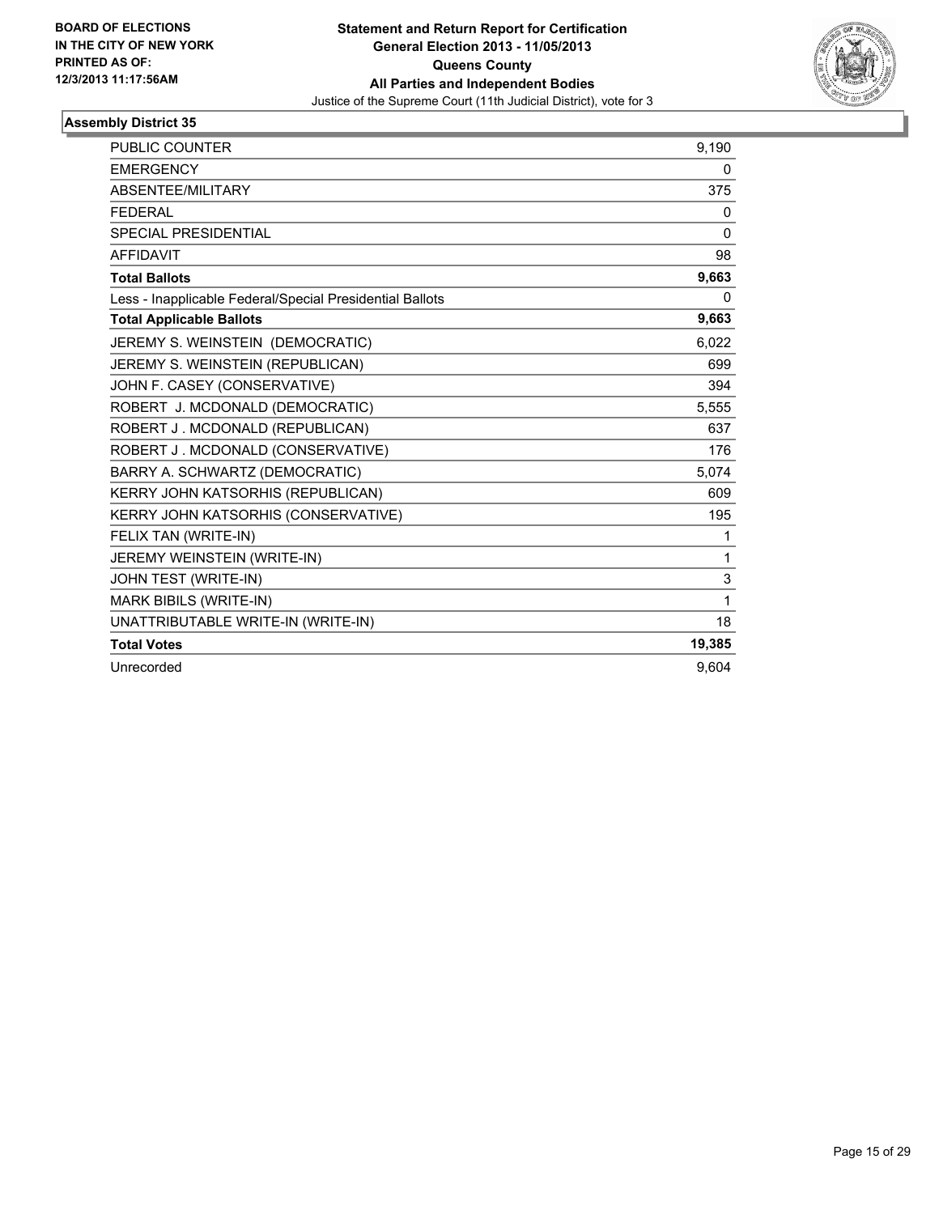**BOARD OF ELECTIONS IN THE CITY OF NEW YORK PRINTED AS OF: 12/3/2013 11:17:56AM**

**Statement and Return Report for Certification**
**General Election 2013 - 11/05/2013**
**Queens County**
**All Parties and Independent Bodies**
Justice of the Supreme Court (11th Judicial District), vote for 3

### Assembly District 35

| | |
|---|---|
| PUBLIC COUNTER | 9,190 |
| EMERGENCY | 0 |
| ABSENTEE/MILITARY | 375 |
| FEDERAL | 0 |
| SPECIAL PRESIDENTIAL | 0 |
| AFFIDAVIT | 98 |
| **Total Ballots** | **9,663** |
| Less - Inapplicable Federal/Special Presidential Ballots | 0 |
| **Total Applicable Ballots** | **9,663** |
| JEREMY S. WEINSTEIN (DEMOCRATIC) | 6,022 |
| JEREMY S. WEINSTEIN (REPUBLICAN) | 699 |
| JOHN F. CASEY (CONSERVATIVE) | 394 |
| ROBERT J. MCDONALD (DEMOCRATIC) | 5,555 |
| ROBERT J . MCDONALD (REPUBLICAN) | 637 |
| ROBERT J . MCDONALD (CONSERVATIVE) | 176 |
| BARRY A. SCHWARTZ (DEMOCRATIC) | 5,074 |
| KERRY JOHN KATSORHIS (REPUBLICAN) | 609 |
| KERRY JOHN KATSORHIS (CONSERVATIVE) | 195 |
| FELIX TAN (WRITE-IN) | 1 |
| JEREMY WEINSTEIN (WRITE-IN) | 1 |
| JOHN TEST (WRITE-IN) | 3 |
| MARK BIBILS (WRITE-IN) | 1 |
| UNATTRIBUTABLE WRITE-IN (WRITE-IN) | 18 |
| **Total Votes** | **19,385** |
| Unrecorded | 9,604 |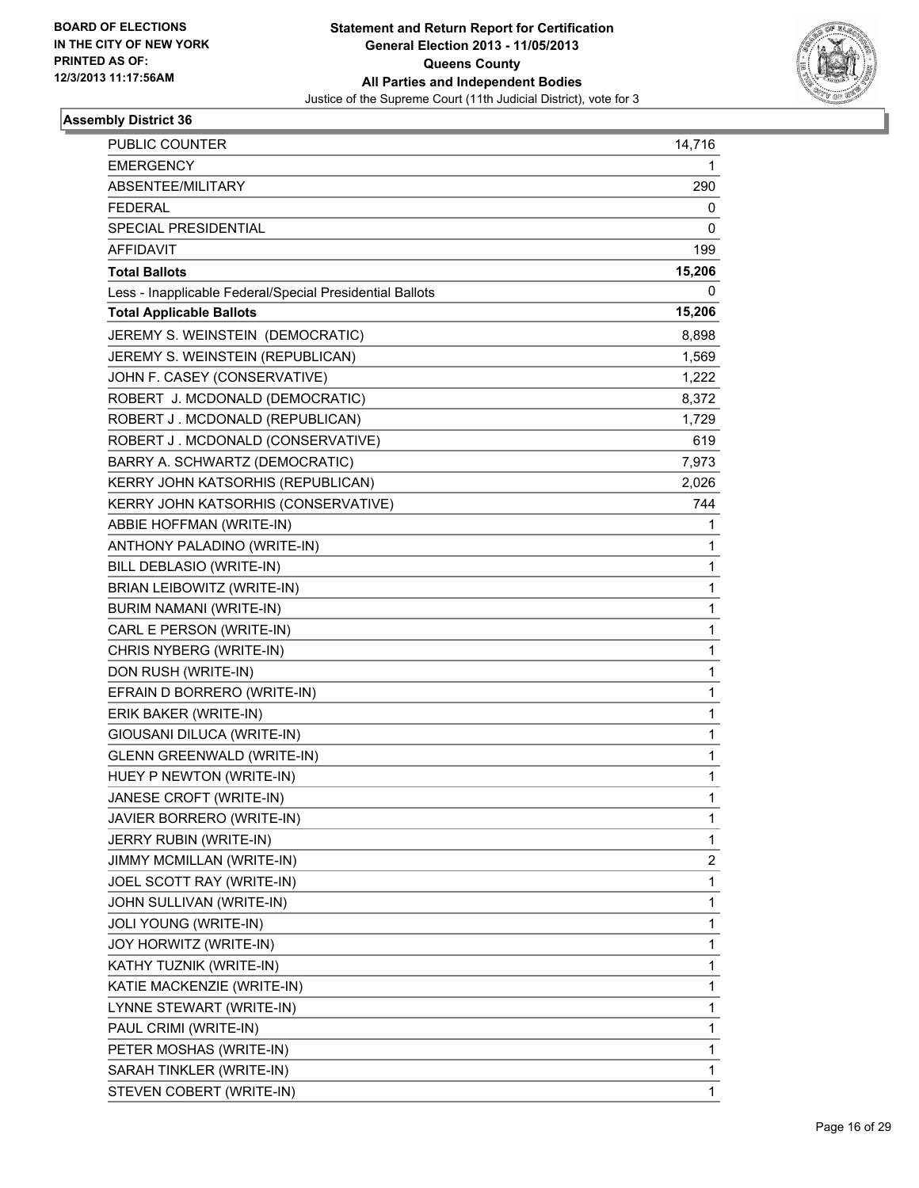BOARD OF ELECTIONS
IN THE CITY OF NEW YORK
PRINTED AS OF:
12/3/2013 11:17:56AM

**Statement and Return Report for Certification**
**General Election 2013 - 11/05/2013**
**Queens County**
**All Parties and Independent Bodies**
Justice of the Supreme Court (11th Judicial District), vote for 3

## Assembly District 36

| | |
|---|---|
| PUBLIC COUNTER | 14,716 |
| EMERGENCY | 1 |
| ABSENTEE/MILITARY | 290 |
| FEDERAL | 0 |
| SPECIAL PRESIDENTIAL | 0 |
| AFFIDAVIT | 199 |
| **Total Ballots** | **15,206** |
| Less - Inapplicable Federal/Special Presidential Ballots | 0 |
| **Total Applicable Ballots** | **15,206** |
| JEREMY S. WEINSTEIN (DEMOCRATIC) | 8,898 |
| JEREMY S. WEINSTEIN (REPUBLICAN) | 1,569 |
| JOHN F. CASEY (CONSERVATIVE) | 1,222 |
| ROBERT J. MCDONALD (DEMOCRATIC) | 8,372 |
| ROBERT J . MCDONALD (REPUBLICAN) | 1,729 |
| ROBERT J . MCDONALD (CONSERVATIVE) | 619 |
| BARRY A. SCHWARTZ (DEMOCRATIC) | 7,973 |
| KERRY JOHN KATSORHIS (REPUBLICAN) | 2,026 |
| KERRY JOHN KATSORHIS (CONSERVATIVE) | 744 |
| ABBIE HOFFMAN (WRITE-IN) | 1 |
| ANTHONY PALADINO (WRITE-IN) | 1 |
| BILL DEBLASIO (WRITE-IN) | 1 |
| BRIAN LEIBOWITZ (WRITE-IN) | 1 |
| BURIM NAMANI (WRITE-IN) | 1 |
| CARL E PERSON (WRITE-IN) | 1 |
| CHRIS NYBERG (WRITE-IN) | 1 |
| DON RUSH (WRITE-IN) | 1 |
| EFRAIN D BORRERO (WRITE-IN) | 1 |
| ERIK BAKER (WRITE-IN) | 1 |
| GIOUSANI DILUCA (WRITE-IN) | 1 |
| GLENN GREENWALD (WRITE-IN) | 1 |
| HUEY P NEWTON (WRITE-IN) | 1 |
| JANESE CROFT (WRITE-IN) | 1 |
| JAVIER BORRERO (WRITE-IN) | 1 |
| JERRY RUBIN (WRITE-IN) | 1 |
| JIMMY MCMILLAN (WRITE-IN) | 2 |
| JOEL SCOTT RAY (WRITE-IN) | 1 |
| JOHN SULLIVAN (WRITE-IN) | 1 |
| JOLI YOUNG (WRITE-IN) | 1 |
| JOY HORWITZ (WRITE-IN) | 1 |
| KATHY TUZNIK (WRITE-IN) | 1 |
| KATIE MACKENZIE (WRITE-IN) | 1 |
| LYNNE STEWART (WRITE-IN) | 1 |
| PAUL CRIMI (WRITE-IN) | 1 |
| PETER MOSHAS (WRITE-IN) | 1 |
| SARAH TINKLER (WRITE-IN) | 1 |
| STEVEN COBERT (WRITE-IN) | 1 |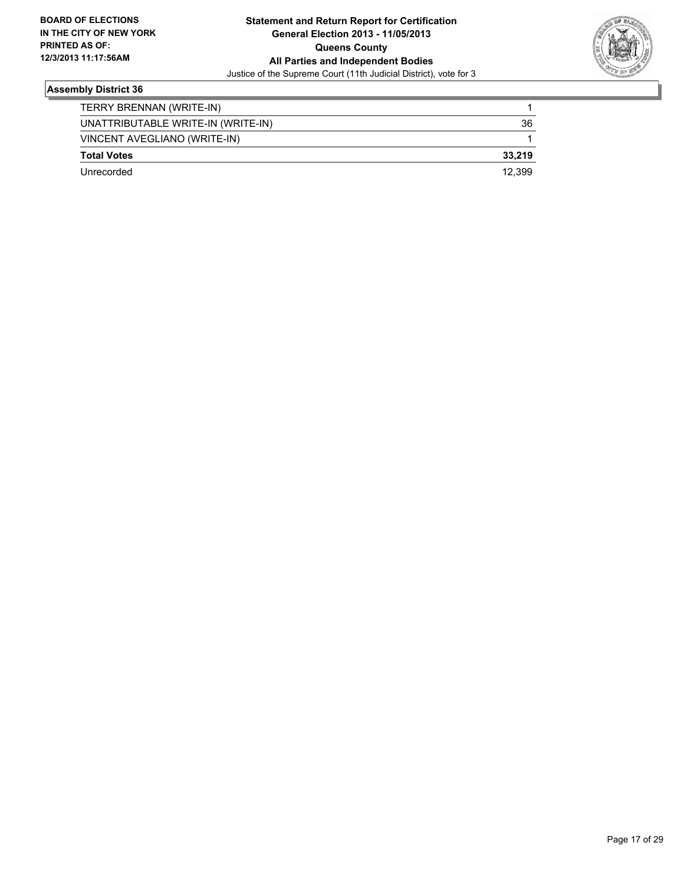**BOARD OF ELECTIONS IN THE CITY OF NEW YORK PRINTED AS OF: 12/3/2013 11:17:56AM**

**Statement and Return Report for Certification**
**General Election 2013 - 11/05/2013**
**Queens County**
**All Parties and Independent Bodies**
Justice of the Supreme Court (11th Judicial District), vote for 3

## Assembly District 36

| | |
|---|---|
| TERRY BRENNAN (WRITE-IN) | 1 |
| UNATTRIBUTABLE WRITE-IN (WRITE-IN) | 36 |
| VINCENT AVEGLIANO (WRITE-IN) | 1 |
| **Total Votes** | **33,219** |
| Unrecorded | 12,399 |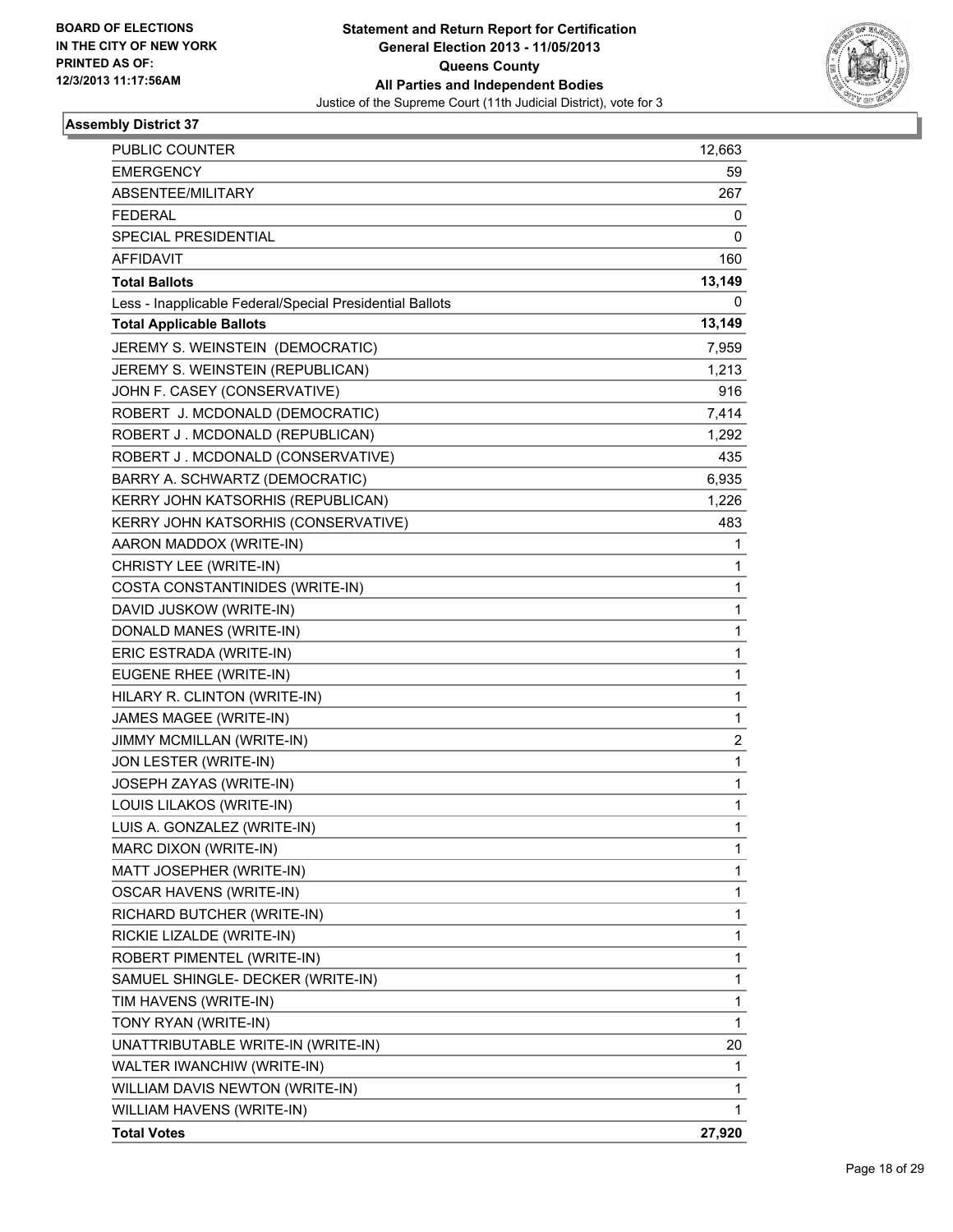BOARD OF ELECTIONS
IN THE CITY OF NEW YORK
PRINTED AS OF:
12/3/2013 11:17:56AM

**Statement and Return Report for Certification**
**General Election 2013 - 11/05/2013**
**Queens County**
**All Parties and Independent Bodies**
Justice of the Supreme Court (11th Judicial District), vote for 3

### Assembly District 37

| | |
|---|---|
| PUBLIC COUNTER | 12,663 |
| EMERGENCY | 59 |
| ABSENTEE/MILITARY | 267 |
| FEDERAL | 0 |
| SPECIAL PRESIDENTIAL | 0 |
| AFFIDAVIT | 160 |
| **Total Ballots** | **13,149** |
| Less - Inapplicable Federal/Special Presidential Ballots | 0 |
| **Total Applicable Ballots** | **13,149** |
| JEREMY S. WEINSTEIN (DEMOCRATIC) | 7,959 |
| JEREMY S. WEINSTEIN (REPUBLICAN) | 1,213 |
| JOHN F. CASEY (CONSERVATIVE) | 916 |
| ROBERT J. MCDONALD (DEMOCRATIC) | 7,414 |
| ROBERT J . MCDONALD (REPUBLICAN) | 1,292 |
| ROBERT J . MCDONALD (CONSERVATIVE) | 435 |
| BARRY A. SCHWARTZ (DEMOCRATIC) | 6,935 |
| KERRY JOHN KATSORHIS (REPUBLICAN) | 1,226 |
| KERRY JOHN KATSORHIS (CONSERVATIVE) | 483 |
| AARON MADDOX (WRITE-IN) | 1 |
| CHRISTY LEE (WRITE-IN) | 1 |
| COSTA CONSTANTINIDES (WRITE-IN) | 1 |
| DAVID JUSKOW (WRITE-IN) | 1 |
| DONALD MANES (WRITE-IN) | 1 |
| ERIC ESTRADA (WRITE-IN) | 1 |
| EUGENE RHEE (WRITE-IN) | 1 |
| HILARY R. CLINTON (WRITE-IN) | 1 |
| JAMES MAGEE (WRITE-IN) | 1 |
| JIMMY MCMILLAN (WRITE-IN) | 2 |
| JON LESTER (WRITE-IN) | 1 |
| JOSEPH ZAYAS (WRITE-IN) | 1 |
| LOUIS LILAKOS (WRITE-IN) | 1 |
| LUIS A. GONZALEZ (WRITE-IN) | 1 |
| MARC DIXON (WRITE-IN) | 1 |
| MATT JOSEPHER (WRITE-IN) | 1 |
| OSCAR HAVENS (WRITE-IN) | 1 |
| RICHARD BUTCHER (WRITE-IN) | 1 |
| RICKIE LIZALDE (WRITE-IN) | 1 |
| ROBERT PIMENTEL (WRITE-IN) | 1 |
| SAMUEL SHINGLE- DECKER (WRITE-IN) | 1 |
| TIM HAVENS (WRITE-IN) | 1 |
| TONY RYAN (WRITE-IN) | 1 |
| UNATTRIBUTABLE WRITE-IN (WRITE-IN) | 20 |
| WALTER IWANCHIW (WRITE-IN) | 1 |
| WILLIAM DAVIS NEWTON (WRITE-IN) | 1 |
| WILLIAM HAVENS (WRITE-IN) | 1 |
| **Total Votes** | **27,920** |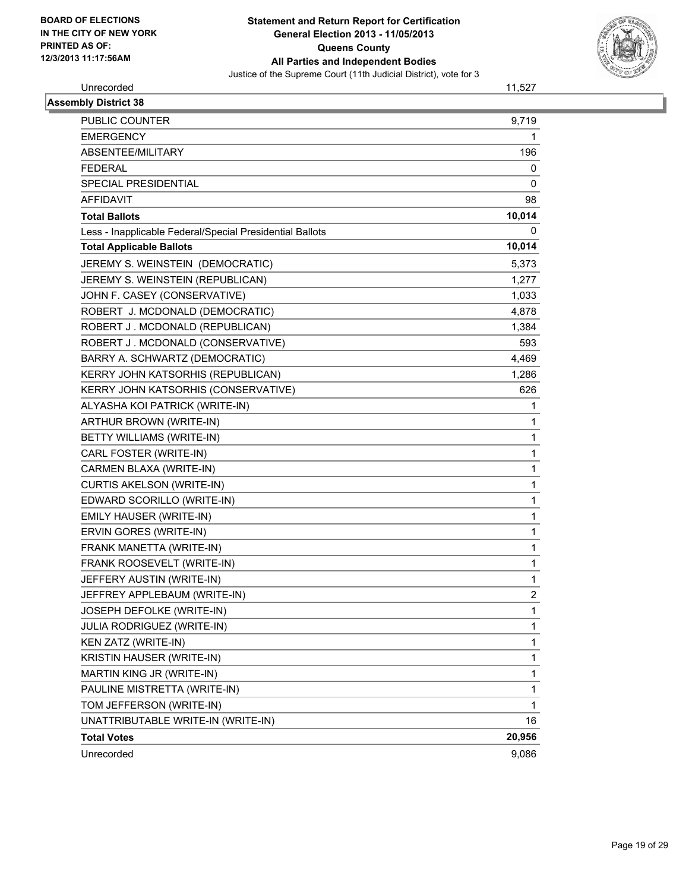| | |
|---|---|
| Unrecorded | 11,527 |

**Assembly District 38**

| | |
|---|---|
| PUBLIC COUNTER | 9,719 |
| EMERGENCY | 1 |
| ABSENTEE/MILITARY | 196 |
| FEDERAL | 0 |
| SPECIAL PRESIDENTIAL | 0 |
| AFFIDAVIT | 98 |
| **Total Ballots** | **10,014** |
| Less - Inapplicable Federal/Special Presidential Ballots | 0 |
| **Total Applicable Ballots** | **10,014** |
| JEREMY S. WEINSTEIN (DEMOCRATIC) | 5,373 |
| JEREMY S. WEINSTEIN (REPUBLICAN) | 1,277 |
| JOHN F. CASEY (CONSERVATIVE) | 1,033 |
| ROBERT J. MCDONALD (DEMOCRATIC) | 4,878 |
| ROBERT J . MCDONALD (REPUBLICAN) | 1,384 |
| ROBERT J . MCDONALD (CONSERVATIVE) | 593 |
| BARRY A. SCHWARTZ (DEMOCRATIC) | 4,469 |
| KERRY JOHN KATSORHIS (REPUBLICAN) | 1,286 |
| KERRY JOHN KATSORHIS (CONSERVATIVE) | 626 |
| ALYASHA KOI PATRICK (WRITE-IN) | 1 |
| ARTHUR BROWN (WRITE-IN) | 1 |
| BETTY WILLIAMS (WRITE-IN) | 1 |
| CARL FOSTER (WRITE-IN) | 1 |
| CARMEN BLAXA (WRITE-IN) | 1 |
| CURTIS AKELSON (WRITE-IN) | 1 |
| EDWARD SCORILLO (WRITE-IN) | 1 |
| EMILY HAUSER (WRITE-IN) | 1 |
| ERVIN GORES (WRITE-IN) | 1 |
| FRANK MANETTA (WRITE-IN) | 1 |
| FRANK ROOSEVELT (WRITE-IN) | 1 |
| JEFFERY AUSTIN (WRITE-IN) | 1 |
| JEFFREY APPLEBAUM (WRITE-IN) | 2 |
| JOSEPH DEFOLKE (WRITE-IN) | 1 |
| JULIA RODRIGUEZ (WRITE-IN) | 1 |
| KEN ZATZ (WRITE-IN) | 1 |
| KRISTIN HAUSER (WRITE-IN) | 1 |
| MARTIN KING JR (WRITE-IN) | 1 |
| PAULINE MISTRETTA (WRITE-IN) | 1 |
| TOM JEFFERSON (WRITE-IN) | 1 |
| UNATTRIBUTABLE WRITE-IN (WRITE-IN) | 16 |
| **Total Votes** | **20,956** |
| Unrecorded | 9,086 |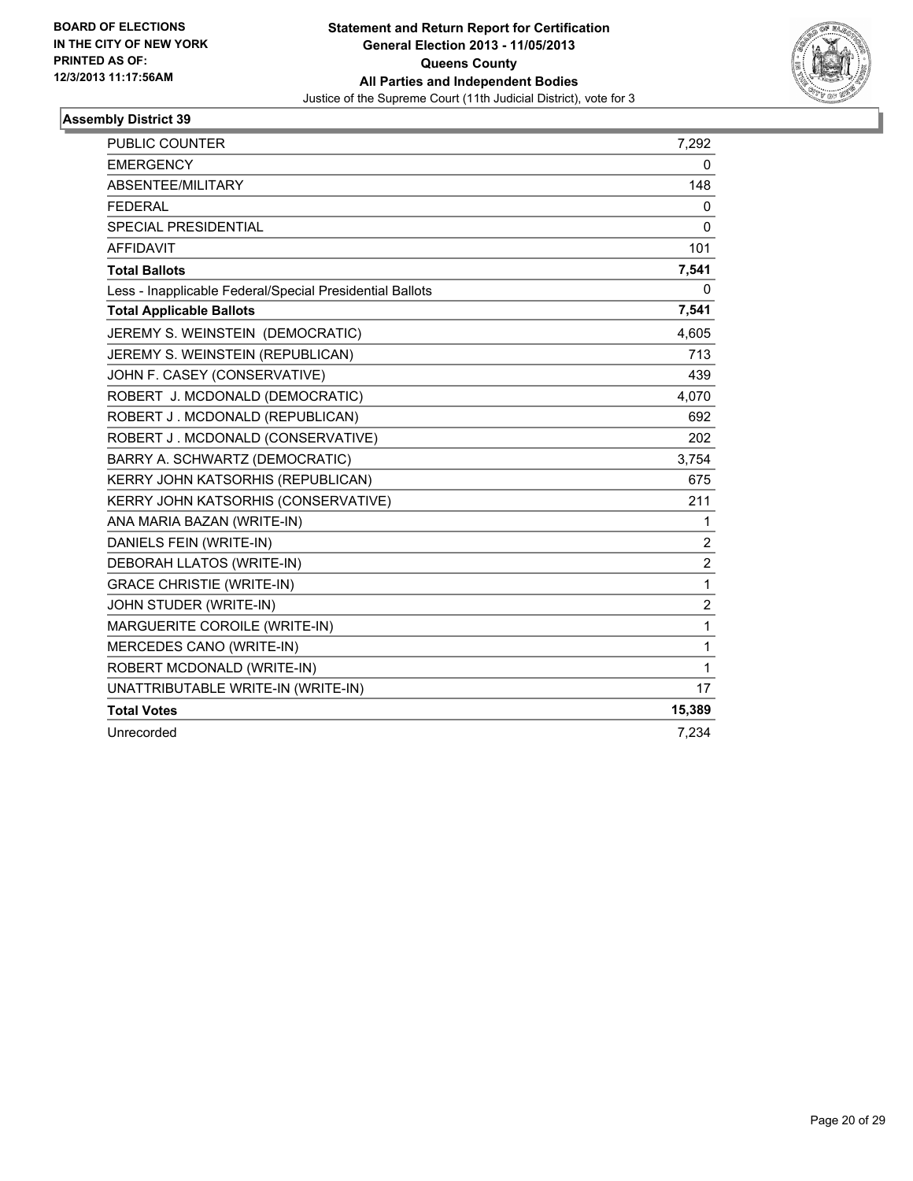**BOARD OF ELECTIONS IN THE CITY OF NEW YORK PRINTED AS OF: 12/3/2013 11:17:56AM**

**Statement and Return Report for Certification**
**General Election 2013 - 11/05/2013**
**Queens County**
**All Parties and Independent Bodies**
Justice of the Supreme Court (11th Judicial District), vote for 3

## Assembly District 39

| | |
|---|---|
| PUBLIC COUNTER | 7,292 |
| EMERGENCY | 0 |
| ABSENTEE/MILITARY | 148 |
| FEDERAL | 0 |
| SPECIAL PRESIDENTIAL | 0 |
| AFFIDAVIT | 101 |
| **Total Ballots** | **7,541** |
| Less - Inapplicable Federal/Special Presidential Ballots | 0 |
| **Total Applicable Ballots** | **7,541** |
| JEREMY S. WEINSTEIN (DEMOCRATIC) | 4,605 |
| JEREMY S. WEINSTEIN (REPUBLICAN) | 713 |
| JOHN F. CASEY (CONSERVATIVE) | 439 |
| ROBERT J. MCDONALD (DEMOCRATIC) | 4,070 |
| ROBERT J . MCDONALD (REPUBLICAN) | 692 |
| ROBERT J . MCDONALD (CONSERVATIVE) | 202 |
| BARRY A. SCHWARTZ (DEMOCRATIC) | 3,754 |
| KERRY JOHN KATSORHIS (REPUBLICAN) | 675 |
| KERRY JOHN KATSORHIS (CONSERVATIVE) | 211 |
| ANA MARIA BAZAN (WRITE-IN) | 1 |
| DANIELS FEIN (WRITE-IN) | 2 |
| DEBORAH LLATOS (WRITE-IN) | 2 |
| GRACE CHRISTIE (WRITE-IN) | 1 |
| JOHN STUDER (WRITE-IN) | 2 |
| MARGUERITE COROILE (WRITE-IN) | 1 |
| MERCEDES CANO (WRITE-IN) | 1 |
| ROBERT MCDONALD (WRITE-IN) | 1 |
| UNATTRIBUTABLE WRITE-IN (WRITE-IN) | 17 |
| **Total Votes** | **15,389** |
| Unrecorded | 7,234 |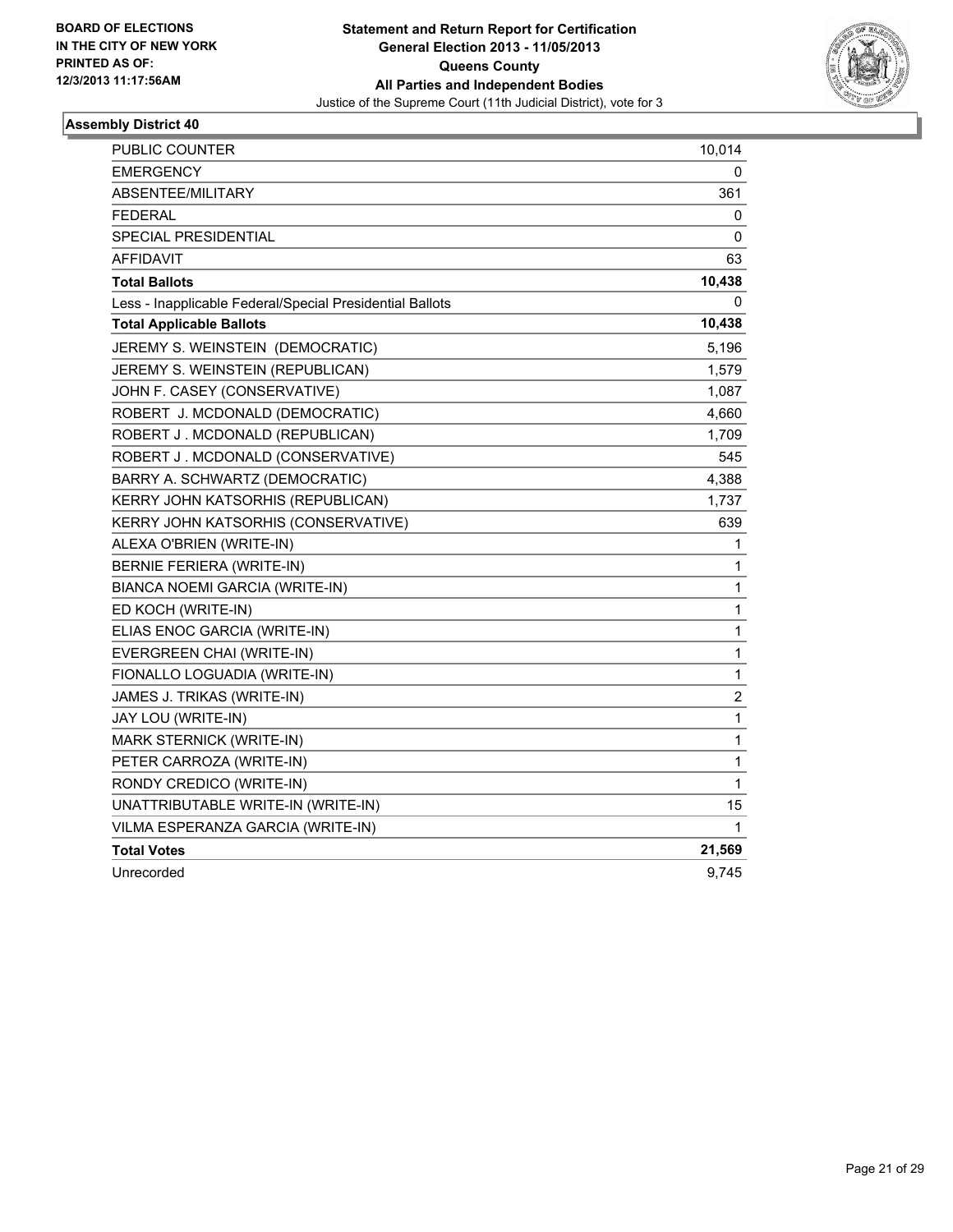**BOARD OF ELECTIONS IN THE CITY OF NEW YORK**
**PRINTED AS OF: 12/3/2013 11:17:56AM**

**Statement and Return Report for Certification**
**General Election 2013 - 11/05/2013**
**Queens County**
**All Parties and Independent Bodies**
Justice of the Supreme Court (11th Judicial District), vote for 3

### Assembly District 40

| | |
|---|---|
| PUBLIC COUNTER | 10,014 |
| EMERGENCY | 0 |
| ABSENTEE/MILITARY | 361 |
| FEDERAL | 0 |
| SPECIAL PRESIDENTIAL | 0 |
| AFFIDAVIT | 63 |
| **Total Ballots** | **10,438** |
| Less - Inapplicable Federal/Special Presidential Ballots | 0 |
| **Total Applicable Ballots** | **10,438** |
| JEREMY S. WEINSTEIN (DEMOCRATIC) | 5,196 |
| JEREMY S. WEINSTEIN (REPUBLICAN) | 1,579 |
| JOHN F. CASEY (CONSERVATIVE) | 1,087 |
| ROBERT J. MCDONALD (DEMOCRATIC) | 4,660 |
| ROBERT J . MCDONALD (REPUBLICAN) | 1,709 |
| ROBERT J . MCDONALD (CONSERVATIVE) | 545 |
| BARRY A. SCHWARTZ (DEMOCRATIC) | 4,388 |
| KERRY JOHN KATSORHIS (REPUBLICAN) | 1,737 |
| KERRY JOHN KATSORHIS (CONSERVATIVE) | 639 |
| ALEXA O'BRIEN (WRITE-IN) | 1 |
| BERNIE FERIERA (WRITE-IN) | 1 |
| BIANCA NOEMI GARCIA (WRITE-IN) | 1 |
| ED KOCH (WRITE-IN) | 1 |
| ELIAS ENOC GARCIA (WRITE-IN) | 1 |
| EVERGREEN CHAI (WRITE-IN) | 1 |
| FIONALLO LOGUADIA (WRITE-IN) | 1 |
| JAMES J. TRIKAS (WRITE-IN) | 2 |
| JAY LOU (WRITE-IN) | 1 |
| MARK STERNICK (WRITE-IN) | 1 |
| PETER CARROZA (WRITE-IN) | 1 |
| RONDY CREDICO (WRITE-IN) | 1 |
| UNATTRIBUTABLE WRITE-IN (WRITE-IN) | 15 |
| VILMA ESPERANZA GARCIA (WRITE-IN) | 1 |
| **Total Votes** | **21,569** |
| Unrecorded | 9,745 |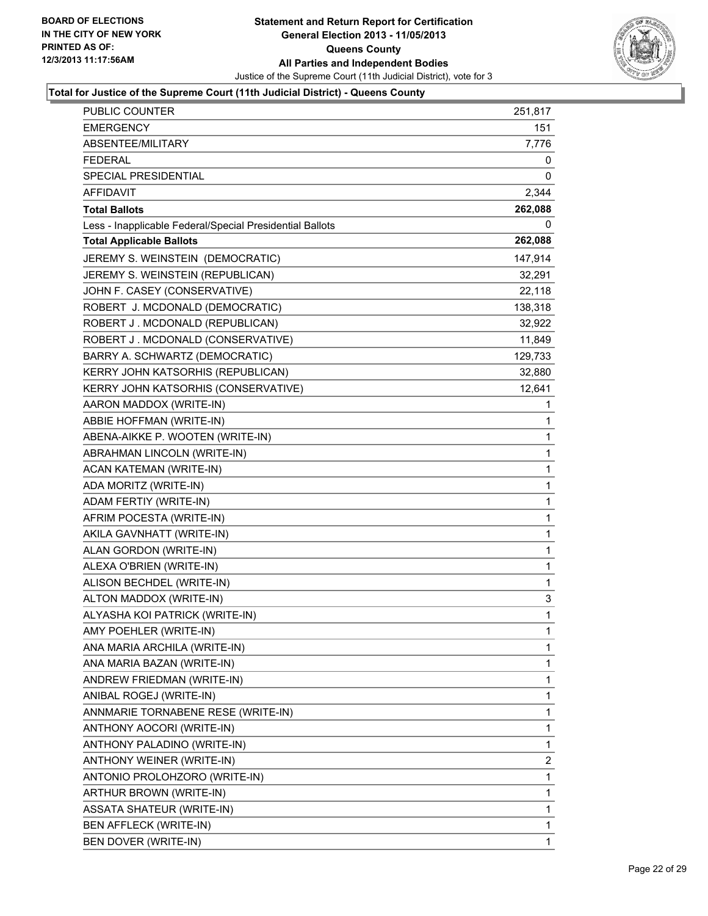BOARD OF ELECTIONS
IN THE CITY OF NEW YORK
PRINTED AS OF:
12/3/2013 11:17:56AM

**Statement and Return Report for Certification**
**General Election 2013 - 11/05/2013**
**Queens County**
**All Parties and Independent Bodies**
Justice of the Supreme Court (11th Judicial District), vote for 3

### Total for Justice of the Supreme Court (11th Judicial District) - Queens County

| | |
|---|---|
| PUBLIC COUNTER | 251,817 |
| EMERGENCY | 151 |
| ABSENTEE/MILITARY | 7,776 |
| FEDERAL | 0 |
| SPECIAL PRESIDENTIAL | 0 |
| AFFIDAVIT | 2,344 |
| **Total Ballots** | **262,088** |
| Less - Inapplicable Federal/Special Presidential Ballots | 0 |
| **Total Applicable Ballots** | **262,088** |
| JEREMY S. WEINSTEIN (DEMOCRATIC) | 147,914 |
| JEREMY S. WEINSTEIN (REPUBLICAN) | 32,291 |
| JOHN F. CASEY (CONSERVATIVE) | 22,118 |
| ROBERT J. MCDONALD (DEMOCRATIC) | 138,318 |
| ROBERT J . MCDONALD (REPUBLICAN) | 32,922 |
| ROBERT J . MCDONALD (CONSERVATIVE) | 11,849 |
| BARRY A. SCHWARTZ (DEMOCRATIC) | 129,733 |
| KERRY JOHN KATSORHIS (REPUBLICAN) | 32,880 |
| KERRY JOHN KATSORHIS (CONSERVATIVE) | 12,641 |
| AARON MADDOX (WRITE-IN) | 1 |
| ABBIE HOFFMAN (WRITE-IN) | 1 |
| ABENA-AIKKE P. WOOTEN (WRITE-IN) | 1 |
| ABRAHMAN LINCOLN (WRITE-IN) | 1 |
| ACAN KATEMAN (WRITE-IN) | 1 |
| ADA MORITZ (WRITE-IN) | 1 |
| ADAM FERTIY (WRITE-IN) | 1 |
| AFRIM POCESTA (WRITE-IN) | 1 |
| AKILA GAVNHATT (WRITE-IN) | 1 |
| ALAN GORDON (WRITE-IN) | 1 |
| ALEXA O'BRIEN (WRITE-IN) | 1 |
| ALISON BECHDEL (WRITE-IN) | 1 |
| ALTON MADDOX (WRITE-IN) | 3 |
| ALYASHA KOI PATRICK (WRITE-IN) | 1 |
| AMY POEHLER (WRITE-IN) | 1 |
| ANA MARIA ARCHILA (WRITE-IN) | 1 |
| ANA MARIA BAZAN (WRITE-IN) | 1 |
| ANDREW FRIEDMAN (WRITE-IN) | 1 |
| ANIBAL ROGEJ (WRITE-IN) | 1 |
| ANNMARIE TORNABENE RESE (WRITE-IN) | 1 |
| ANTHONY AOCORI (WRITE-IN) | 1 |
| ANTHONY PALADINO (WRITE-IN) | 1 |
| ANTHONY WEINER (WRITE-IN) | 2 |
| ANTONIO PROLOHZORO (WRITE-IN) | 1 |
| ARTHUR BROWN (WRITE-IN) | 1 |
| ASSATA SHATEUR (WRITE-IN) | 1 |
| BEN AFFLECK (WRITE-IN) | 1 |
| BEN DOVER (WRITE-IN) | 1 |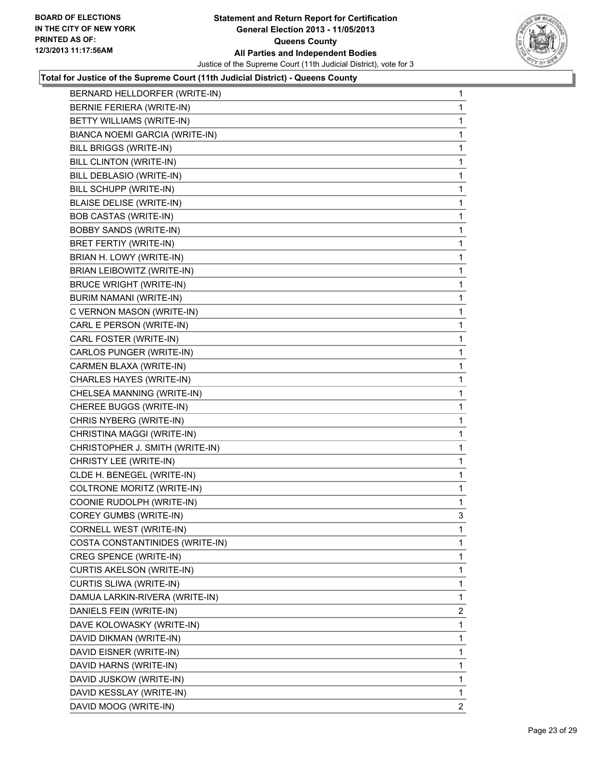**Total for Justice of the Supreme Court (11th Judicial District) - Queens County**

| | |
|---|---|
| BERNARD HELLDORFER (WRITE-IN) | 1 |
| BERNIE FERIERA (WRITE-IN) | 1 |
| BETTY WILLIAMS (WRITE-IN) | 1 |
| BIANCA NOEMI GARCIA (WRITE-IN) | 1 |
| BILL BRIGGS (WRITE-IN) | 1 |
| BILL CLINTON (WRITE-IN) | 1 |
| BILL DEBLASIO (WRITE-IN) | 1 |
| BILL SCHUPP (WRITE-IN) | 1 |
| BLAISE DELISE (WRITE-IN) | 1 |
| BOB CASTAS (WRITE-IN) | 1 |
| BOBBY SANDS (WRITE-IN) | 1 |
| BRET FERTIY (WRITE-IN) | 1 |
| BRIAN H. LOWY (WRITE-IN) | 1 |
| BRIAN LEIBOWITZ (WRITE-IN) | 1 |
| BRUCE WRIGHT (WRITE-IN) | 1 |
| BURIM NAMANI (WRITE-IN) | 1 |
| C VERNON MASON (WRITE-IN) | 1 |
| CARL E PERSON (WRITE-IN) | 1 |
| CARL FOSTER (WRITE-IN) | 1 |
| CARLOS PUNGER (WRITE-IN) | 1 |
| CARMEN BLAXA (WRITE-IN) | 1 |
| CHARLES HAYES (WRITE-IN) | 1 |
| CHELSEA MANNING (WRITE-IN) | 1 |
| CHEREE BUGGS (WRITE-IN) | 1 |
| CHRIS NYBERG (WRITE-IN) | 1 |
| CHRISTINA MAGGI (WRITE-IN) | 1 |
| CHRISTOPHER J. SMITH (WRITE-IN) | 1 |
| CHRISTY LEE (WRITE-IN) | 1 |
| CLDE H. BENEGEL (WRITE-IN) | 1 |
| COLTRONE MORITZ (WRITE-IN) | 1 |
| COONIE RUDOLPH (WRITE-IN) | 1 |
| COREY GUMBS (WRITE-IN) | 3 |
| CORNELL WEST (WRITE-IN) | 1 |
| COSTA CONSTANTINIDES (WRITE-IN) | 1 |
| CREG SPENCE (WRITE-IN) | 1 |
| CURTIS AKELSON (WRITE-IN) | 1 |
| CURTIS SLIWA (WRITE-IN) | 1 |
| DAMUA LARKIN-RIVERA (WRITE-IN) | 1 |
| DANIELS FEIN (WRITE-IN) | 2 |
| DAVE KOLOWASKY (WRITE-IN) | 1 |
| DAVID DIKMAN (WRITE-IN) | 1 |
| DAVID EISNER (WRITE-IN) | 1 |
| DAVID HARNS (WRITE-IN) | 1 |
| DAVID JUSKOW (WRITE-IN) | 1 |
| DAVID KESSLAY (WRITE-IN) | 1 |
| DAVID MOOG (WRITE-IN) | 2 |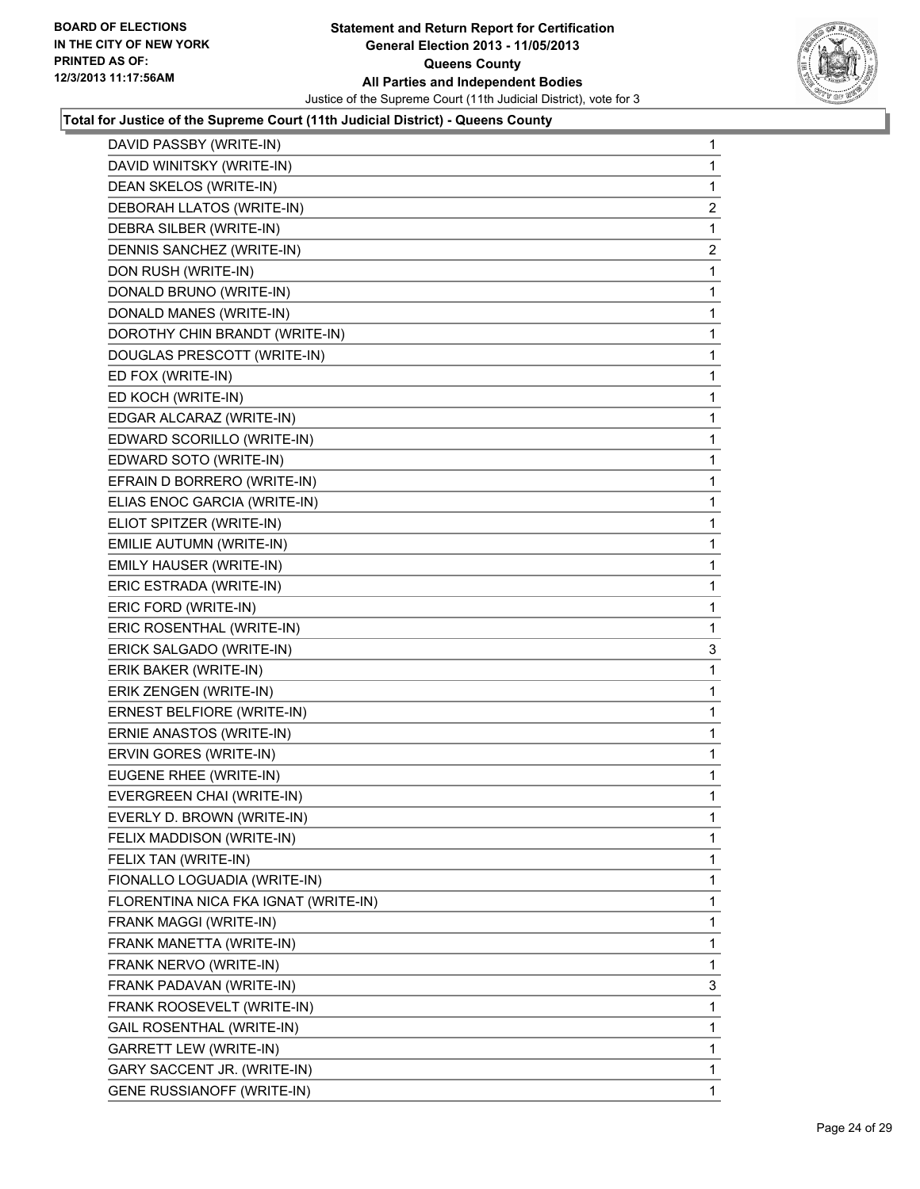**Statement and Return Report for Certification**
**General Election 2013 - 11/05/2013**
**Queens County**
**All Parties and Independent Bodies**
Justice of the Supreme Court (11th Judicial District), vote for 3

BOARD OF ELECTIONS IN THE CITY OF NEW YORK PRINTED AS OF: 12/3/2013 11:17:56AM

**Total for Justice of the Supreme Court (11th Judicial District) - Queens County**

| | |
|---|---|
| DAVID PASSBY (WRITE-IN) | 1 |
| DAVID WINITSKY (WRITE-IN) | 1 |
| DEAN SKELOS (WRITE-IN) | 1 |
| DEBORAH LLATOS (WRITE-IN) | 2 |
| DEBRA SILBER (WRITE-IN) | 1 |
| DENNIS SANCHEZ (WRITE-IN) | 2 |
| DON RUSH (WRITE-IN) | 1 |
| DONALD BRUNO (WRITE-IN) | 1 |
| DONALD MANES (WRITE-IN) | 1 |
| DOROTHY CHIN BRANDT (WRITE-IN) | 1 |
| DOUGLAS PRESCOTT (WRITE-IN) | 1 |
| ED FOX (WRITE-IN) | 1 |
| ED KOCH (WRITE-IN) | 1 |
| EDGAR ALCARAZ (WRITE-IN) | 1 |
| EDWARD SCORILLO (WRITE-IN) | 1 |
| EDWARD SOTO (WRITE-IN) | 1 |
| EFRAIN D BORRERO (WRITE-IN) | 1 |
| ELIAS ENOC GARCIA (WRITE-IN) | 1 |
| ELIOT SPITZER (WRITE-IN) | 1 |
| EMILIE AUTUMN (WRITE-IN) | 1 |
| EMILY HAUSER (WRITE-IN) | 1 |
| ERIC ESTRADA (WRITE-IN) | 1 |
| ERIC FORD (WRITE-IN) | 1 |
| ERIC ROSENTHAL (WRITE-IN) | 1 |
| ERICK SALGADO (WRITE-IN) | 3 |
| ERIK BAKER (WRITE-IN) | 1 |
| ERIK ZENGEN (WRITE-IN) | 1 |
| ERNEST BELFIORE (WRITE-IN) | 1 |
| ERNIE ANASTOS (WRITE-IN) | 1 |
| ERVIN GORES (WRITE-IN) | 1 |
| EUGENE RHEE (WRITE-IN) | 1 |
| EVERGREEN CHAI (WRITE-IN) | 1 |
| EVERLY D. BROWN (WRITE-IN) | 1 |
| FELIX MADDISON (WRITE-IN) | 1 |
| FELIX TAN (WRITE-IN) | 1 |
| FIONALLO LOGUADIA (WRITE-IN) | 1 |
| FLORENTINA NICA FKA IGNAT (WRITE-IN) | 1 |
| FRANK MAGGI (WRITE-IN) | 1 |
| FRANK MANETTA (WRITE-IN) | 1 |
| FRANK NERVO (WRITE-IN) | 1 |
| FRANK PADAVAN (WRITE-IN) | 3 |
| FRANK ROOSEVELT (WRITE-IN) | 1 |
| GAIL ROSENTHAL (WRITE-IN) | 1 |
| GARRETT LEW (WRITE-IN) | 1 |
| GARY SACCENT JR. (WRITE-IN) | 1 |
| GENE RUSSIANOFF (WRITE-IN) | 1 |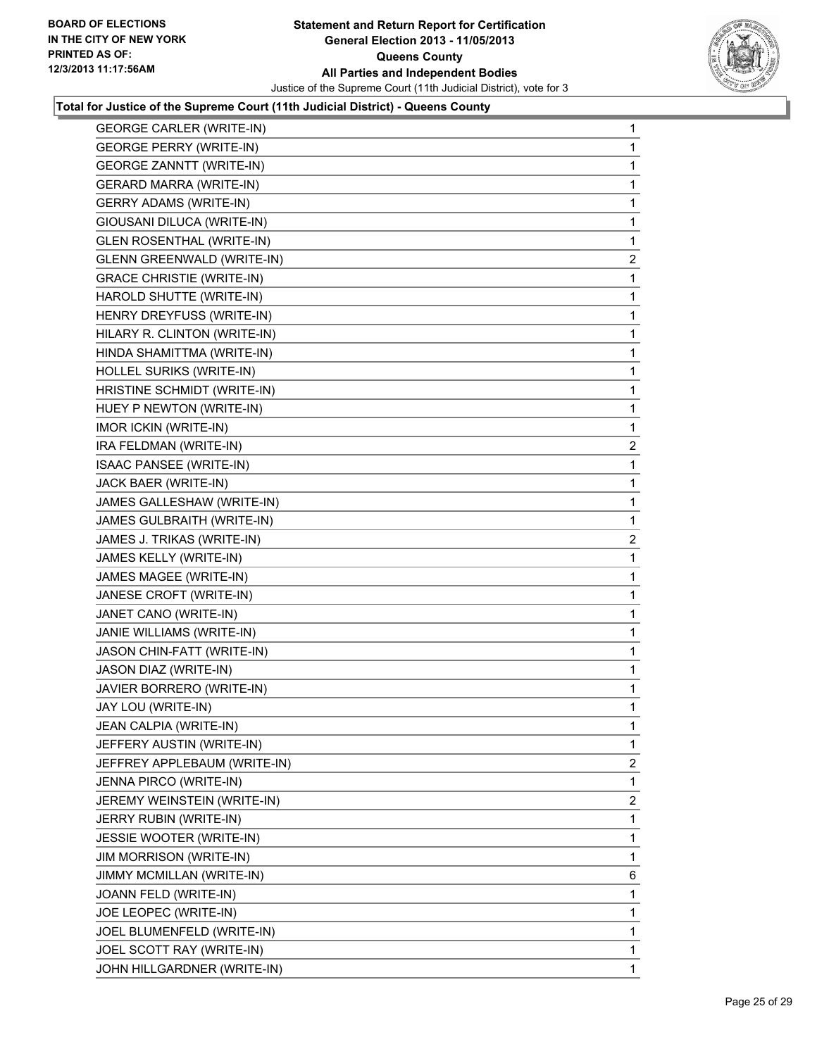**Total for Justice of the Supreme Court (11th Judicial District) - Queens County**

| | |
|---|---|
| GEORGE CARLER (WRITE-IN) | 1 |
| GEORGE PERRY (WRITE-IN) | 1 |
| GEORGE ZANNTT (WRITE-IN) | 1 |
| GERARD MARRA (WRITE-IN) | 1 |
| GERRY ADAMS (WRITE-IN) | 1 |
| GIOUSANI DILUCA (WRITE-IN) | 1 |
| GLEN ROSENTHAL (WRITE-IN) | 1 |
| GLENN GREENWALD (WRITE-IN) | 2 |
| GRACE CHRISTIE (WRITE-IN) | 1 |
| HAROLD SHUTTE (WRITE-IN) | 1 |
| HENRY DREYFUSS (WRITE-IN) | 1 |
| HILARY R. CLINTON (WRITE-IN) | 1 |
| HINDA SHAMITTMA (WRITE-IN) | 1 |
| HOLLEL SURIKS (WRITE-IN) | 1 |
| HRISTINE SCHMIDT (WRITE-IN) | 1 |
| HUEY P NEWTON (WRITE-IN) | 1 |
| IMOR ICKIN (WRITE-IN) | 1 |
| IRA FELDMAN (WRITE-IN) | 2 |
| ISAAC PANSEE (WRITE-IN) | 1 |
| JACK BAER (WRITE-IN) | 1 |
| JAMES GALLESHAW (WRITE-IN) | 1 |
| JAMES GULBRAITH (WRITE-IN) | 1 |
| JAMES J. TRIKAS (WRITE-IN) | 2 |
| JAMES KELLY (WRITE-IN) | 1 |
| JAMES MAGEE (WRITE-IN) | 1 |
| JANESE CROFT (WRITE-IN) | 1 |
| JANET CANO (WRITE-IN) | 1 |
| JANIE WILLIAMS (WRITE-IN) | 1 |
| JASON CHIN-FATT (WRITE-IN) | 1 |
| JASON DIAZ (WRITE-IN) | 1 |
| JAVIER BORRERO (WRITE-IN) | 1 |
| JAY LOU (WRITE-IN) | 1 |
| JEAN CALPIA (WRITE-IN) | 1 |
| JEFFERY AUSTIN (WRITE-IN) | 1 |
| JEFFREY APPLEBAUM (WRITE-IN) | 2 |
| JENNA PIRCO (WRITE-IN) | 1 |
| JEREMY WEINSTEIN (WRITE-IN) | 2 |
| JERRY RUBIN (WRITE-IN) | 1 |
| JESSIE WOOTER (WRITE-IN) | 1 |
| JIM MORRISON (WRITE-IN) | 1 |
| JIMMY MCMILLAN (WRITE-IN) | 6 |
| JOANN FELD (WRITE-IN) | 1 |
| JOE LEOPEC (WRITE-IN) | 1 |
| JOEL BLUMENFELD (WRITE-IN) | 1 |
| JOEL SCOTT RAY (WRITE-IN) | 1 |
| JOHN HILLGARDNER (WRITE-IN) | 1 |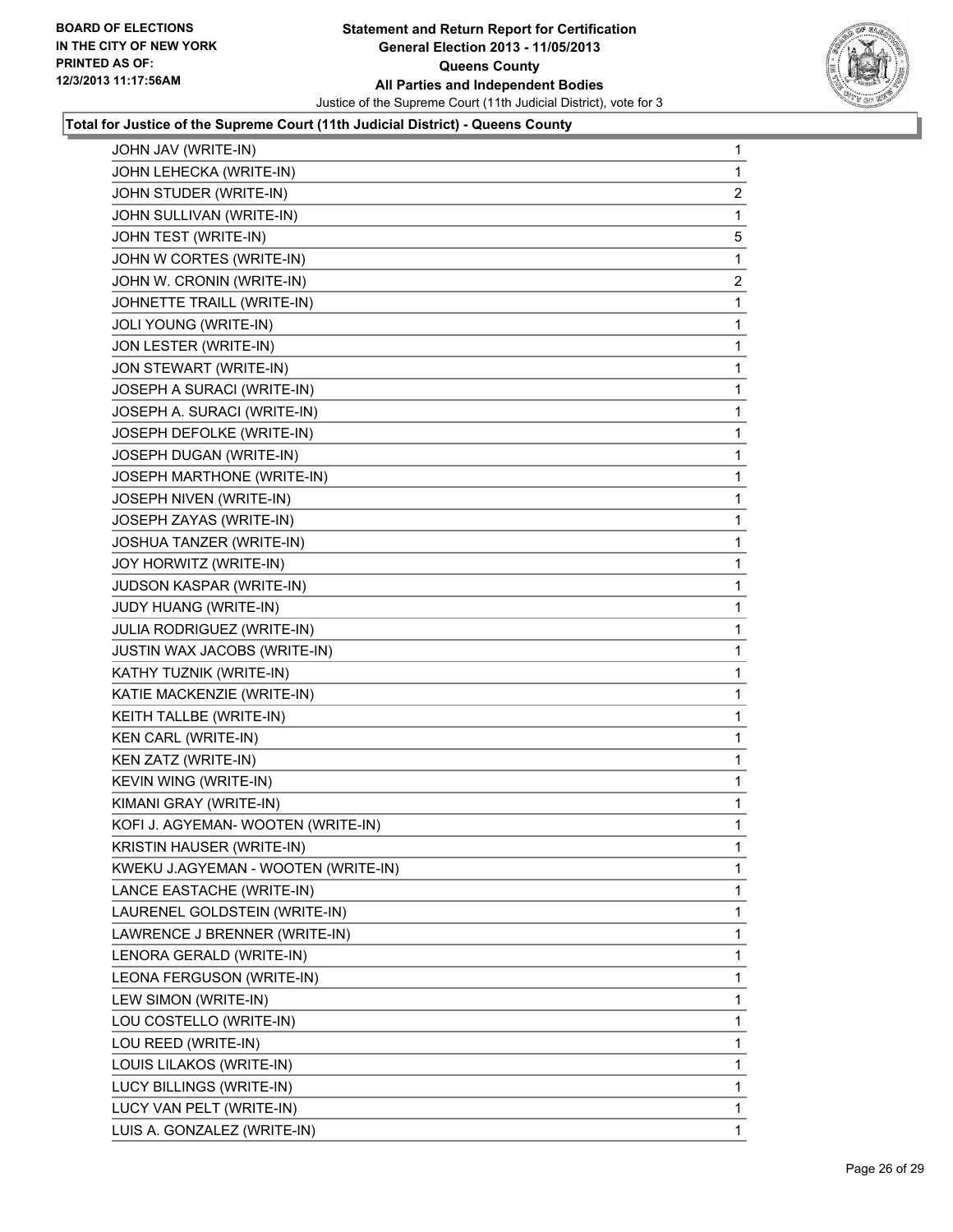**Total for Justice of the Supreme Court (11th Judicial District) - Queens County**

| | |
|---|---|
| JOHN JAV (WRITE-IN) | 1 |
| JOHN LEHECKA (WRITE-IN) | 1 |
| JOHN STUDER (WRITE-IN) | 2 |
| JOHN SULLIVAN (WRITE-IN) | 1 |
| JOHN TEST (WRITE-IN) | 5 |
| JOHN W CORTES (WRITE-IN) | 1 |
| JOHN W. CRONIN (WRITE-IN) | 2 |
| JOHNETTE TRAILL (WRITE-IN) | 1 |
| JOLI YOUNG (WRITE-IN) | 1 |
| JON LESTER (WRITE-IN) | 1 |
| JON STEWART (WRITE-IN) | 1 |
| JOSEPH A SURACI (WRITE-IN) | 1 |
| JOSEPH A. SURACI (WRITE-IN) | 1 |
| JOSEPH DEFOLKE (WRITE-IN) | 1 |
| JOSEPH DUGAN (WRITE-IN) | 1 |
| JOSEPH MARTHONE (WRITE-IN) | 1 |
| JOSEPH NIVEN (WRITE-IN) | 1 |
| JOSEPH ZAYAS (WRITE-IN) | 1 |
| JOSHUA TANZER (WRITE-IN) | 1 |
| JOY HORWITZ (WRITE-IN) | 1 |
| JUDSON KASPAR (WRITE-IN) | 1 |
| JUDY HUANG (WRITE-IN) | 1 |
| JULIA RODRIGUEZ (WRITE-IN) | 1 |
| JUSTIN WAX JACOBS (WRITE-IN) | 1 |
| KATHY TUZNIK (WRITE-IN) | 1 |
| KATIE MACKENZIE (WRITE-IN) | 1 |
| KEITH TALLBE (WRITE-IN) | 1 |
| KEN CARL (WRITE-IN) | 1 |
| KEN ZATZ (WRITE-IN) | 1 |
| KEVIN WING (WRITE-IN) | 1 |
| KIMANI GRAY (WRITE-IN) | 1 |
| KOFI J. AGYEMAN- WOOTEN (WRITE-IN) | 1 |
| KRISTIN HAUSER (WRITE-IN) | 1 |
| KWEKU J.AGYEMAN - WOOTEN (WRITE-IN) | 1 |
| LANCE EASTACHE (WRITE-IN) | 1 |
| LAURENEL GOLDSTEIN (WRITE-IN) | 1 |
| LAWRENCE J BRENNER (WRITE-IN) | 1 |
| LENORA GERALD (WRITE-IN) | 1 |
| LEONA FERGUSON (WRITE-IN) | 1 |
| LEW SIMON (WRITE-IN) | 1 |
| LOU COSTELLO (WRITE-IN) | 1 |
| LOU REED (WRITE-IN) | 1 |
| LOUIS LILAKOS (WRITE-IN) | 1 |
| LUCY BILLINGS (WRITE-IN) | 1 |
| LUCY VAN PELT (WRITE-IN) | 1 |
| LUIS A. GONZALEZ (WRITE-IN) | 1 |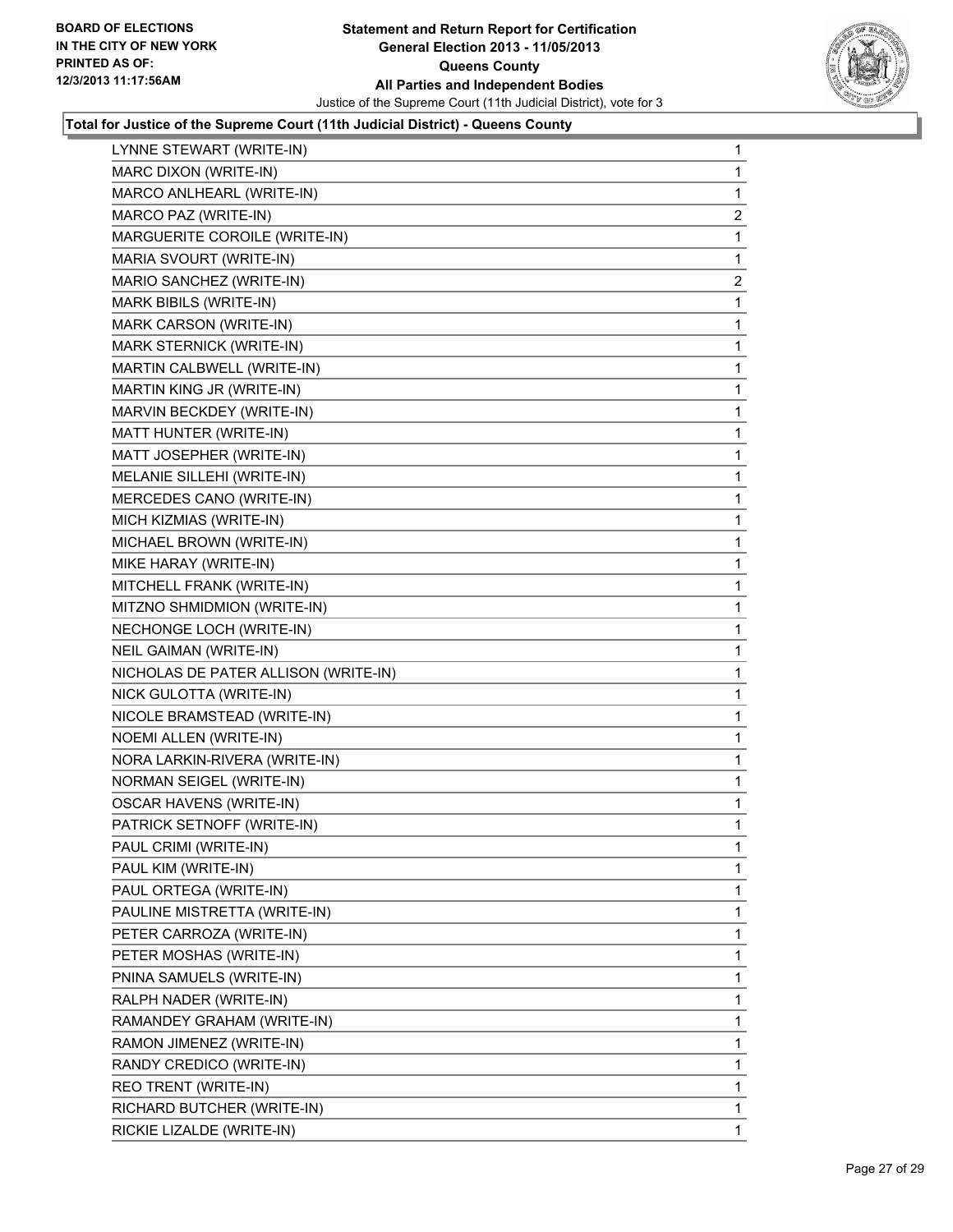BOARD OF ELECTIONS
IN THE CITY OF NEW YORK
PRINTED AS OF:
12/3/2013 11:17:56AM

**Statement and Return Report for Certification**
**General Election 2013 - 11/05/2013**
**Queens County**
**All Parties and Independent Bodies**
Justice of the Supreme Court (11th Judicial District), vote for 3

**Total for Justice of the Supreme Court (11th Judicial District) - Queens County**

| | |
|---|---|
| LYNNE STEWART (WRITE-IN) | 1 |
| MARC DIXON (WRITE-IN) | 1 |
| MARCO ANLHEARL (WRITE-IN) | 1 |
| MARCO PAZ (WRITE-IN) | 2 |
| MARGUERITE COROILE (WRITE-IN) | 1 |
| MARIA SVOURT (WRITE-IN) | 1 |
| MARIO SANCHEZ (WRITE-IN) | 2 |
| MARK BIBILS (WRITE-IN) | 1 |
| MARK CARSON (WRITE-IN) | 1 |
| MARK STERNICK (WRITE-IN) | 1 |
| MARTIN CALBWELL (WRITE-IN) | 1 |
| MARTIN KING JR (WRITE-IN) | 1 |
| MARVIN BECKDEY (WRITE-IN) | 1 |
| MATT HUNTER (WRITE-IN) | 1 |
| MATT JOSEPHER (WRITE-IN) | 1 |
| MELANIE SILLEHI (WRITE-IN) | 1 |
| MERCEDES CANO (WRITE-IN) | 1 |
| MICH KIZMIAS (WRITE-IN) | 1 |
| MICHAEL BROWN (WRITE-IN) | 1 |
| MIKE HARAY (WRITE-IN) | 1 |
| MITCHELL FRANK (WRITE-IN) | 1 |
| MITZNO SHMIDMION (WRITE-IN) | 1 |
| NECHONGE LOCH (WRITE-IN) | 1 |
| NEIL GAIMAN (WRITE-IN) | 1 |
| NICHOLAS DE PATER ALLISON (WRITE-IN) | 1 |
| NICK GULOTTA (WRITE-IN) | 1 |
| NICOLE BRAMSTEAD (WRITE-IN) | 1 |
| NOEMI ALLEN (WRITE-IN) | 1 |
| NORA LARKIN-RIVERA (WRITE-IN) | 1 |
| NORMAN SEIGEL (WRITE-IN) | 1 |
| OSCAR HAVENS (WRITE-IN) | 1 |
| PATRICK SETNOFF (WRITE-IN) | 1 |
| PAUL CRIMI (WRITE-IN) | 1 |
| PAUL KIM (WRITE-IN) | 1 |
| PAUL ORTEGA (WRITE-IN) | 1 |
| PAULINE MISTRETTA (WRITE-IN) | 1 |
| PETER CARROZA (WRITE-IN) | 1 |
| PETER MOSHAS (WRITE-IN) | 1 |
| PNINA SAMUELS (WRITE-IN) | 1 |
| RALPH NADER (WRITE-IN) | 1 |
| RAMANDEY GRAHAM (WRITE-IN) | 1 |
| RAMON JIMENEZ (WRITE-IN) | 1 |
| RANDY CREDICO (WRITE-IN) | 1 |
| REO TRENT (WRITE-IN) | 1 |
| RICHARD BUTCHER (WRITE-IN) | 1 |
| RICKIE LIZALDE (WRITE-IN) | 1 |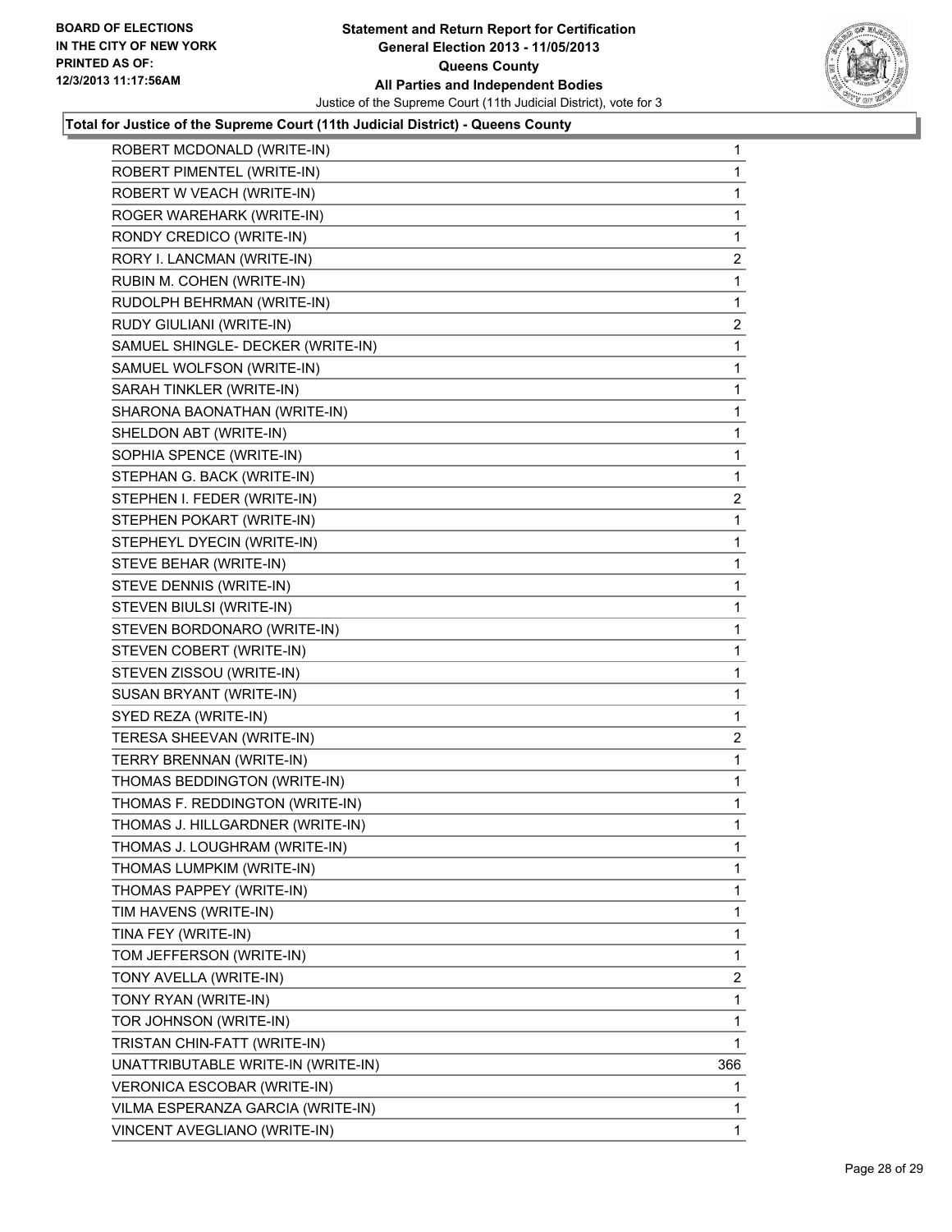**Total for Justice of the Supreme Court (11th Judicial District) - Queens County**

| | |
|---|---|
| ROBERT MCDONALD (WRITE-IN) | 1 |
| ROBERT PIMENTEL (WRITE-IN) | 1 |
| ROBERT W VEACH (WRITE-IN) | 1 |
| ROGER WAREHARK (WRITE-IN) | 1 |
| RONDY CREDICO (WRITE-IN) | 1 |
| RORY I. LANCMAN (WRITE-IN) | 2 |
| RUBIN M. COHEN (WRITE-IN) | 1 |
| RUDOLPH BEHRMAN (WRITE-IN) | 1 |
| RUDY GIULIANI (WRITE-IN) | 2 |
| SAMUEL SHINGLE- DECKER (WRITE-IN) | 1 |
| SAMUEL WOLFSON (WRITE-IN) | 1 |
| SARAH TINKLER (WRITE-IN) | 1 |
| SHARONA BAONATHAN (WRITE-IN) | 1 |
| SHELDON ABT (WRITE-IN) | 1 |
| SOPHIA SPENCE (WRITE-IN) | 1 |
| STEPHAN G. BACK (WRITE-IN) | 1 |
| STEPHEN I. FEDER (WRITE-IN) | 2 |
| STEPHEN POKART (WRITE-IN) | 1 |
| STEPHEYL DYECIN (WRITE-IN) | 1 |
| STEVE BEHAR (WRITE-IN) | 1 |
| STEVE DENNIS (WRITE-IN) | 1 |
| STEVEN BIULSI (WRITE-IN) | 1 |
| STEVEN BORDONARO (WRITE-IN) | 1 |
| STEVEN COBERT (WRITE-IN) | 1 |
| STEVEN ZISSOU (WRITE-IN) | 1 |
| SUSAN BRYANT (WRITE-IN) | 1 |
| SYED REZA (WRITE-IN) | 1 |
| TERESA SHEEVAN (WRITE-IN) | 2 |
| TERRY BRENNAN (WRITE-IN) | 1 |
| THOMAS BEDDINGTON (WRITE-IN) | 1 |
| THOMAS F. REDDINGTON (WRITE-IN) | 1 |
| THOMAS J. HILLGARDNER (WRITE-IN) | 1 |
| THOMAS J. LOUGHRAM (WRITE-IN) | 1 |
| THOMAS LUMPKIM (WRITE-IN) | 1 |
| THOMAS PAPPEY (WRITE-IN) | 1 |
| TIM HAVENS (WRITE-IN) | 1 |
| TINA FEY (WRITE-IN) | 1 |
| TOM JEFFERSON (WRITE-IN) | 1 |
| TONY AVELLA (WRITE-IN) | 2 |
| TONY RYAN (WRITE-IN) | 1 |
| TOR JOHNSON (WRITE-IN) | 1 |
| TRISTAN CHIN-FATT (WRITE-IN) | 1 |
| UNATTRIBUTABLE WRITE-IN (WRITE-IN) | 366 |
| VERONICA ESCOBAR (WRITE-IN) | 1 |
| VILMA ESPERANZA GARCIA (WRITE-IN) | 1 |
| VINCENT AVEGLIANO (WRITE-IN) | 1 |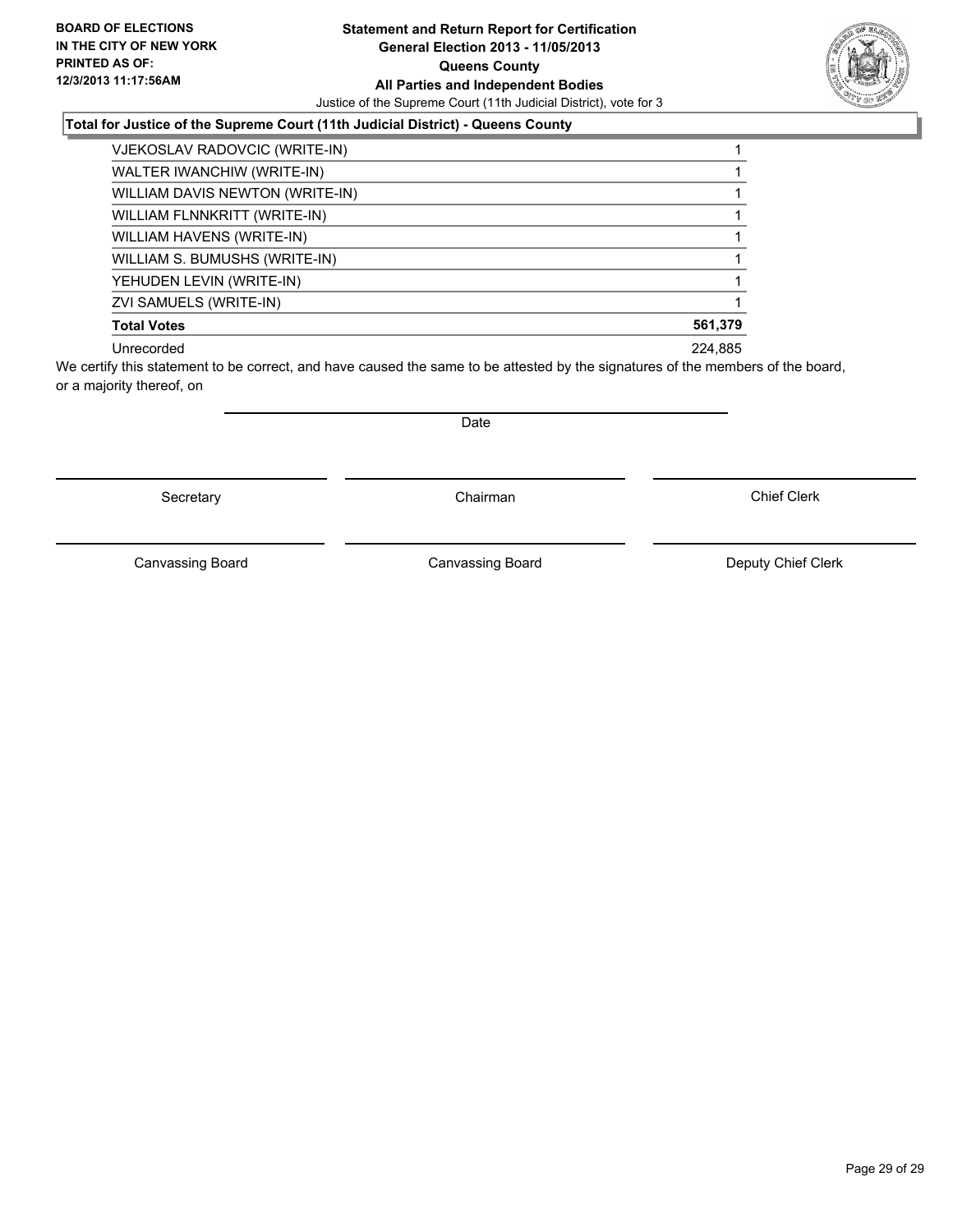**BOARD OF ELECTIONS IN THE CITY OF NEW YORK PRINTED AS OF: 12/3/2013 11:17:56AM**

**Statement and Return Report for Certification General Election 2013 - 11/05/2013 Queens County All Parties and Independent Bodies**

Justice of the Supreme Court (11th Judicial District), vote for 3

**Total for Justice of the Supreme Court (11th Judicial District) - Queens County**

| | |
|---|---|
| VJEKOSLAV RADOVCIC (WRITE-IN) | 1 |
| WALTER IWANCHIW (WRITE-IN) | 1 |
| WILLIAM DAVIS NEWTON (WRITE-IN) | 1 |
| WILLIAM FLNNKRITT (WRITE-IN) | 1 |
| WILLIAM HAVENS (WRITE-IN) | 1 |
| WILLIAM S. BUMUSHS (WRITE-IN) | 1 |
| YEHUDEN LEVIN (WRITE-IN) | 1 |
| ZVI SAMUELS (WRITE-IN) | 1 |
| **Total Votes** | **561,379** |
| Unrecorded | 224,885 |

We certify this statement to be correct, and have caused the same to be attested by the signatures of the members of the board, or a majority thereof, on

Date

Secretary

Chairman

Chief Clerk

Canvassing Board

Canvassing Board

Deputy Chief Clerk